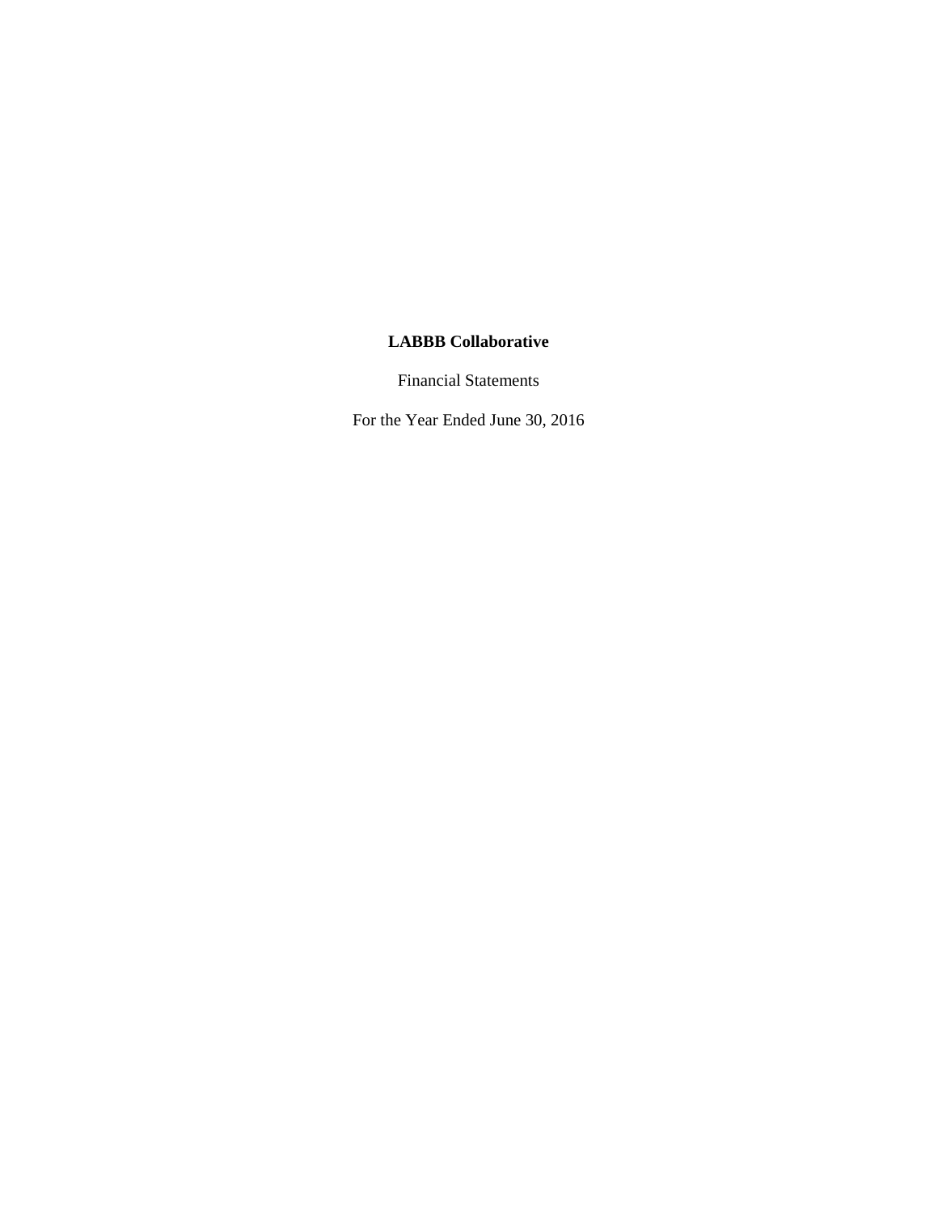**LABBB Collaborative**

Financial Statements

For the Year Ended June 30, 2016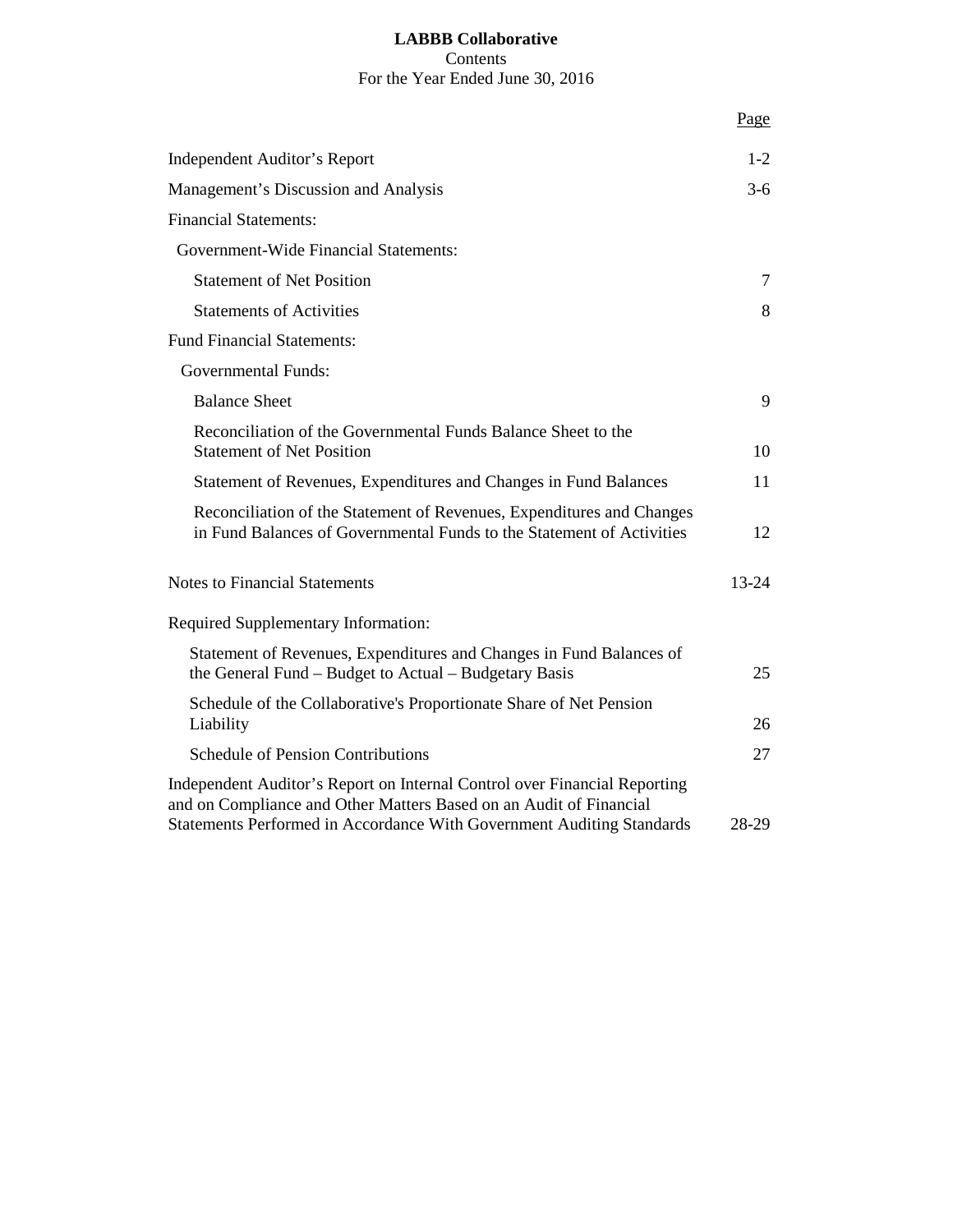# LABBB Collaborative

Contents

For the Year Ended June 30, 2016

| | Page |
|---|---|
| Independent Auditor's Report | 1-2 |
| Management's Discussion and Analysis | 3-6 |
| Financial Statements: | |
| Government-Wide Financial Statements: | |
| Statement of Net Position | 7 |
| Statements of Activities | 8 |
| Fund Financial Statements: | |
| Governmental Funds: | |
| Balance Sheet | 9 |
| Reconciliation of the Governmental Funds Balance Sheet to the Statement of Net Position | 10 |
| Statement of Revenues, Expenditures and Changes in Fund Balances | 11 |
| Reconciliation of the Statement of Revenues, Expenditures and Changes in Fund Balances of Governmental Funds to the Statement of Activities | 12 |
| Notes to Financial Statements | 13-24 |
| Required Supplementary Information: | |
| Statement of Revenues, Expenditures and Changes in Fund Balances of the General Fund – Budget to Actual – Budgetary Basis | 25 |
| Schedule of the Collaborative's Proportionate Share of Net Pension Liability | 26 |
| Schedule of Pension Contributions | 27 |
| Independent Auditor's Report on Internal Control over Financial Reporting and on Compliance and Other Matters Based on an Audit of Financial Statements Performed in Accordance With Government Auditing Standards | 28-29 |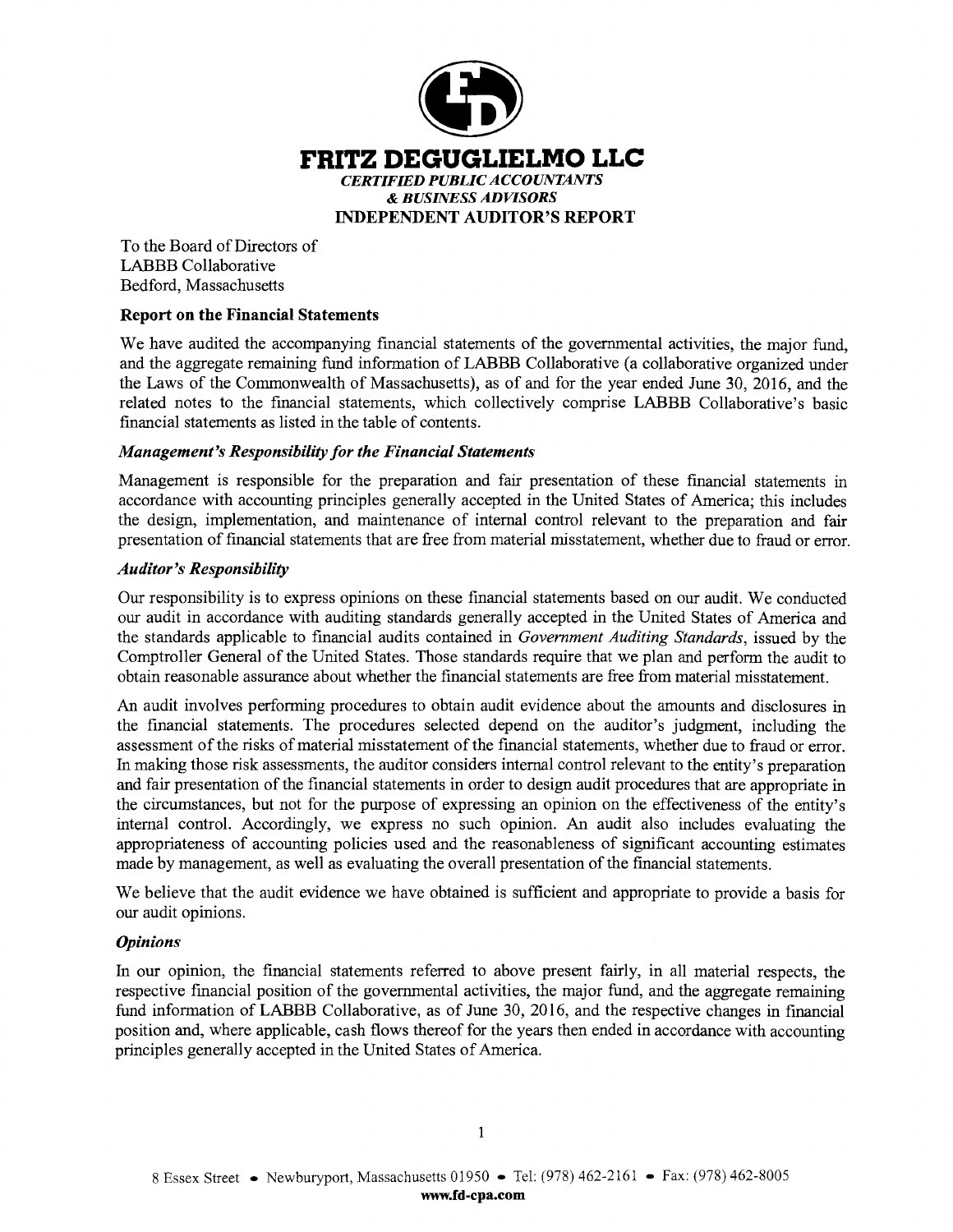**FRITZ DEGUGLIELMO LLC**

*CERTIFIED PUBLIC ACCOUNTANTS*
*& BUSINESS ADVISORS*

# INDEPENDENT AUDITOR'S REPORT

To the Board of Directors of
LABBB Collaborative
Bedford, Massachusetts

## Report on the Financial Statements

We have audited the accompanying financial statements of the governmental activities, the major fund, and the aggregate remaining fund information of LABBB Collaborative (a collaborative organized under the Laws of the Commonwealth of Massachusetts), as of and for the year ended June 30, 2016, and the related notes to the financial statements, which collectively comprise LABBB Collaborative's basic financial statements as listed in the table of contents.

### *Management's Responsibility for the Financial Statements*

Management is responsible for the preparation and fair presentation of these financial statements in accordance with accounting principles generally accepted in the United States of America; this includes the design, implementation, and maintenance of internal control relevant to the preparation and fair presentation of financial statements that are free from material misstatement, whether due to fraud or error.

### *Auditor's Responsibility*

Our responsibility is to express opinions on these financial statements based on our audit. We conducted our audit in accordance with auditing standards generally accepted in the United States of America and the standards applicable to financial audits contained in *Government Auditing Standards*, issued by the Comptroller General of the United States. Those standards require that we plan and perform the audit to obtain reasonable assurance about whether the financial statements are free from material misstatement.

An audit involves performing procedures to obtain audit evidence about the amounts and disclosures in the financial statements. The procedures selected depend on the auditor's judgment, including the assessment of the risks of material misstatement of the financial statements, whether due to fraud or error. In making those risk assessments, the auditor considers internal control relevant to the entity's preparation and fair presentation of the financial statements in order to design audit procedures that are appropriate in the circumstances, but not for the purpose of expressing an opinion on the effectiveness of the entity's internal control. Accordingly, we express no such opinion. An audit also includes evaluating the appropriateness of accounting policies used and the reasonableness of significant accounting estimates made by management, as well as evaluating the overall presentation of the financial statements.

We believe that the audit evidence we have obtained is sufficient and appropriate to provide a basis for our audit opinions.

### *Opinions*

In our opinion, the financial statements referred to above present fairly, in all material respects, the respective financial position of the governmental activities, the major fund, and the aggregate remaining fund information of LABBB Collaborative, as of June 30, 2016, and the respective changes in financial position and, where applicable, cash flows thereof for the years then ended in accordance with accounting principles generally accepted in the United States of America.

8 Essex Street • Newburyport, Massachusetts 01950 • Tel: (978) 462-2161 • Fax: (978) 462-8005
**www.fd-cpa.com**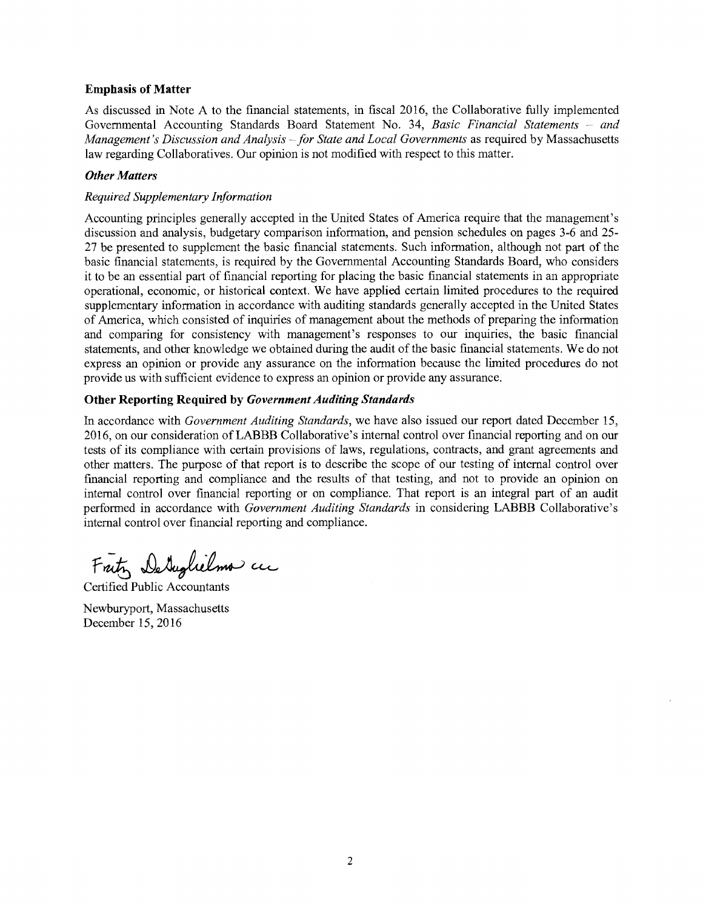**Emphasis of Matter**

As discussed in Note A to the financial statements, in fiscal 2016, the Collaborative fully implemented Governmental Accounting Standards Board Statement No. 34, *Basic Financial Statements – and Management's Discussion and Analysis – for State and Local Governments* as required by Massachusetts law regarding Collaboratives. Our opinion is not modified with respect to this matter.

***Other Matters***

*Required Supplementary Information*

Accounting principles generally accepted in the United States of America require that the management's discussion and analysis, budgetary comparison information, and pension schedules on pages 3-6 and 25-27 be presented to supplement the basic financial statements. Such information, although not part of the basic financial statements, is required by the Governmental Accounting Standards Board, who considers it to be an essential part of financial reporting for placing the basic financial statements in an appropriate operational, economic, or historical context. We have applied certain limited procedures to the required supplementary information in accordance with auditing standards generally accepted in the United States of America, which consisted of inquiries of management about the methods of preparing the information and comparing for consistency with management's responses to our inquiries, the basic financial statements, and other knowledge we obtained during the audit of the basic financial statements. We do not express an opinion or provide any assurance on the information because the limited procedures do not provide us with sufficient evidence to express an opinion or provide any assurance.

**Other Reporting Required by *Government Auditing Standards***

In accordance with *Government Auditing Standards*, we have also issued our report dated December 15, 2016, on our consideration of LABBB Collaborative's internal control over financial reporting and on our tests of its compliance with certain provisions of laws, regulations, contracts, and grant agreements and other matters. The purpose of that report is to describe the scope of our testing of internal control over financial reporting and compliance and the results of that testing, and not to provide an opinion on internal control over financial reporting or on compliance. That report is an integral part of an audit performed in accordance with *Government Auditing Standards* in considering LABBB Collaborative's internal control over financial reporting and compliance.

Fritz DeGuglielmo LLC

Certified Public Accountants

Newburyport, Massachusetts
December 15, 2016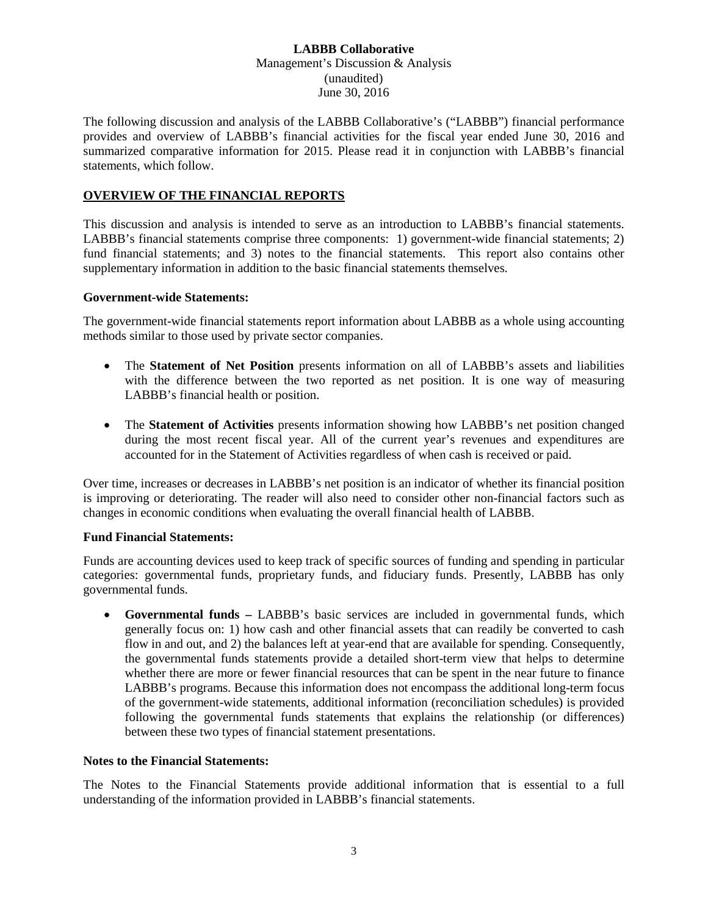**LABBB Collaborative**
Management's Discussion & Analysis
(unaudited)
June 30, 2016

The following discussion and analysis of the LABBB Collaborative's ("LABBB") financial performance provides and overview of LABBB's financial activities for the fiscal year ended June 30, 2016 and summarized comparative information for 2015. Please read it in conjunction with LABBB's financial statements, which follow.

## OVERVIEW OF THE FINANCIAL REPORTS

This discussion and analysis is intended to serve as an introduction to LABBB's financial statements. LABBB's financial statements comprise three components: 1) government-wide financial statements; 2) fund financial statements; and 3) notes to the financial statements. This report also contains other supplementary information in addition to the basic financial statements themselves.

### Government-wide Statements:

The government-wide financial statements report information about LABBB as a whole using accounting methods similar to those used by private sector companies.

- The **Statement of Net Position** presents information on all of LABBB's assets and liabilities with the difference between the two reported as net position. It is one way of measuring LABBB's financial health or position.
- The **Statement of Activities** presents information showing how LABBB's net position changed during the most recent fiscal year. All of the current year's revenues and expenditures are accounted for in the Statement of Activities regardless of when cash is received or paid.

Over time, increases or decreases in LABBB's net position is an indicator of whether its financial position is improving or deteriorating. The reader will also need to consider other non-financial factors such as changes in economic conditions when evaluating the overall financial health of LABBB.

### Fund Financial Statements:

Funds are accounting devices used to keep track of specific sources of funding and spending in particular categories: governmental funds, proprietary funds, and fiduciary funds. Presently, LABBB has only governmental funds.

- **Governmental funds –** LABBB's basic services are included in governmental funds, which generally focus on: 1) how cash and other financial assets that can readily be converted to cash flow in and out, and 2) the balances left at year-end that are available for spending. Consequently, the governmental funds statements provide a detailed short-term view that helps to determine whether there are more or fewer financial resources that can be spent in the near future to finance LABBB's programs. Because this information does not encompass the additional long-term focus of the government-wide statements, additional information (reconciliation schedules) is provided following the governmental funds statements that explains the relationship (or differences) between these two types of financial statement presentations.

### Notes to the Financial Statements:

The Notes to the Financial Statements provide additional information that is essential to a full understanding of the information provided in LABBB's financial statements.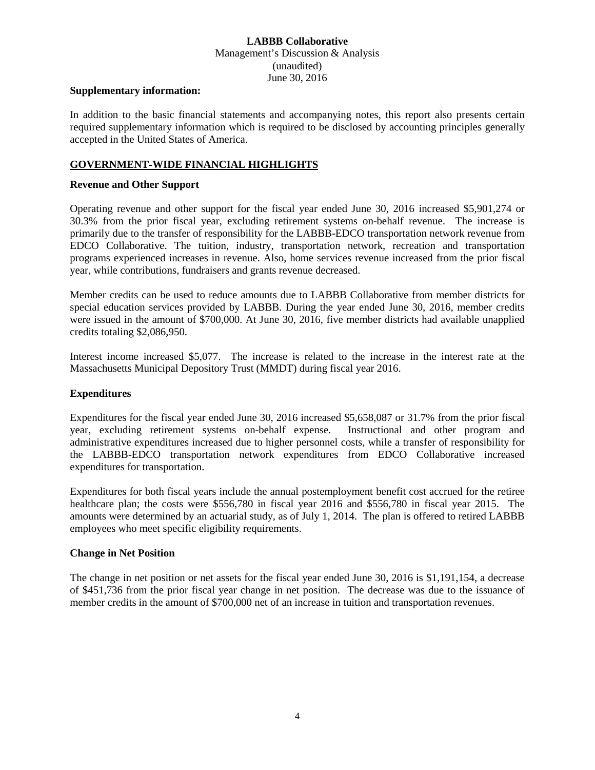**Supplementary information:**

In addition to the basic financial statements and accompanying notes, this report also presents certain required supplementary information which is required to be disclosed by accounting principles generally accepted in the United States of America.

## GOVERNMENT-WIDE FINANCIAL HIGHLIGHTS

### Revenue and Other Support

Operating revenue and other support for the fiscal year ended June 30, 2016 increased $5,901,274 or 30.3% from the prior fiscal year, excluding retirement systems on-behalf revenue. The increase is primarily due to the transfer of responsibility for the LABBB-EDCO transportation network revenue from EDCO Collaborative. The tuition, industry, transportation network, recreation and transportation programs experienced increases in revenue. Also, home services revenue increased from the prior fiscal year, while contributions, fundraisers and grants revenue decreased.

Member credits can be used to reduce amounts due to LABBB Collaborative from member districts for special education services provided by LABBB. During the year ended June 30, 2016, member credits were issued in the amount of $700,000. At June 30, 2016, five member districts had available unapplied credits totaling $2,086,950.

Interest income increased $5,077. The increase is related to the increase in the interest rate at the Massachusetts Municipal Depository Trust (MMDT) during fiscal year 2016.

### Expenditures

Expenditures for the fiscal year ended June 30, 2016 increased $5,658,087 or 31.7% from the prior fiscal year, excluding retirement systems on-behalf expense. Instructional and other program and administrative expenditures increased due to higher personnel costs, while a transfer of responsibility for the LABBB-EDCO transportation network expenditures from EDCO Collaborative increased expenditures for transportation.

Expenditures for both fiscal years include the annual postemployment benefit cost accrued for the retiree healthcare plan; the costs were $556,780 in fiscal year 2016 and $556,780 in fiscal year 2015. The amounts were determined by an actuarial study, as of July 1, 2014. The plan is offered to retired LABBB employees who meet specific eligibility requirements.

### Change in Net Position

The change in net position or net assets for the fiscal year ended June 30, 2016 is $1,191,154, a decrease of $451,736 from the prior fiscal year change in net position. The decrease was due to the issuance of member credits in the amount of $700,000 net of an increase in tuition and transportation revenues.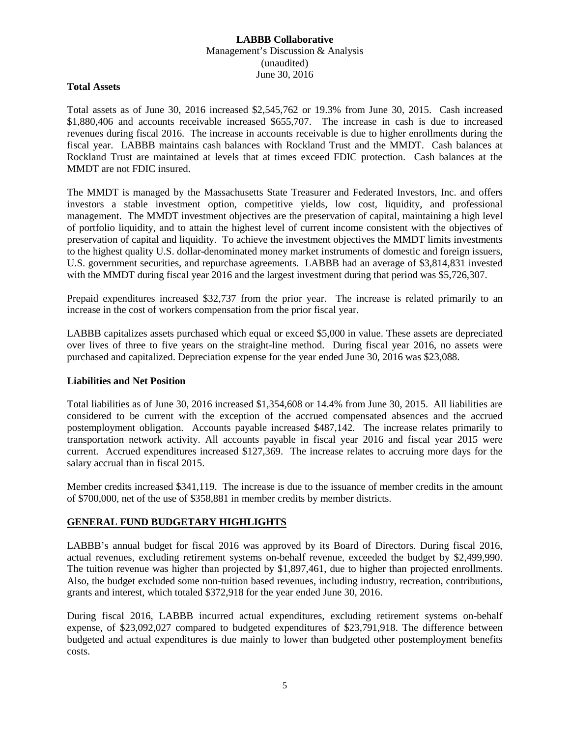### Total Assets

Total assets as of June 30, 2016 increased $2,545,762 or 19.3% from June 30, 2015. Cash increased $1,880,406 and accounts receivable increased $655,707. The increase in cash is due to increased revenues during fiscal 2016. The increase in accounts receivable is due to higher enrollments during the fiscal year. LABBB maintains cash balances with Rockland Trust and the MMDT. Cash balances at Rockland Trust are maintained at levels that at times exceed FDIC protection. Cash balances at the MMDT are not FDIC insured.

The MMDT is managed by the Massachusetts State Treasurer and Federated Investors, Inc. and offers investors a stable investment option, competitive yields, low cost, liquidity, and professional management. The MMDT investment objectives are the preservation of capital, maintaining a high level of portfolio liquidity, and to attain the highest level of current income consistent with the objectives of preservation of capital and liquidity. To achieve the investment objectives the MMDT limits investments to the highest quality U.S. dollar-denominated money market instruments of domestic and foreign issuers, U.S. government securities, and repurchase agreements. LABBB had an average of $3,814,831 invested with the MMDT during fiscal year 2016 and the largest investment during that period was $5,726,307.

Prepaid expenditures increased $32,737 from the prior year. The increase is related primarily to an increase in the cost of workers compensation from the prior fiscal year.

LABBB capitalizes assets purchased which equal or exceed $5,000 in value. These assets are depreciated over lives of three to five years on the straight-line method. During fiscal year 2016, no assets were purchased and capitalized. Depreciation expense for the year ended June 30, 2016 was $23,088.

### Liabilities and Net Position

Total liabilities as of June 30, 2016 increased $1,354,608 or 14.4% from June 30, 2015. All liabilities are considered to be current with the exception of the accrued compensated absences and the accrued postemployment obligation. Accounts payable increased $487,142. The increase relates primarily to transportation network activity. All accounts payable in fiscal year 2016 and fiscal year 2015 were current. Accrued expenditures increased $127,369. The increase relates to accruing more days for the salary accrual than in fiscal 2015.

Member credits increased $341,119. The increase is due to the issuance of member credits in the amount of $700,000, net of the use of $358,881 in member credits by member districts.

## GENERAL FUND BUDGETARY HIGHLIGHTS

LABBB's annual budget for fiscal 2016 was approved by its Board of Directors. During fiscal 2016, actual revenues, excluding retirement systems on-behalf revenue, exceeded the budget by $2,499,990. The tuition revenue was higher than projected by $1,897,461, due to higher than projected enrollments. Also, the budget excluded some non-tuition based revenues, including industry, recreation, contributions, grants and interest, which totaled $372,918 for the year ended June 30, 2016.

During fiscal 2016, LABBB incurred actual expenditures, excluding retirement systems on-behalf expense, of $23,092,027 compared to budgeted expenditures of $23,791,918. The difference between budgeted and actual expenditures is due mainly to lower than budgeted other postemployment benefits costs.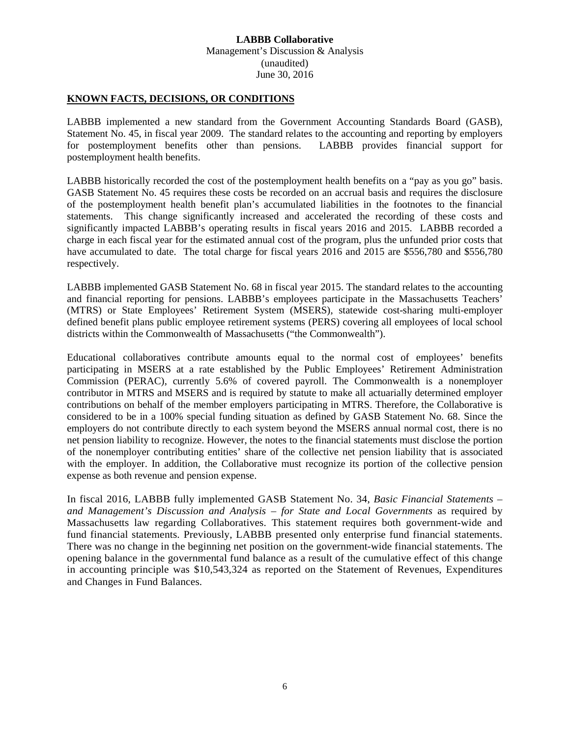## KNOWN FACTS, DECISIONS, OR CONDITIONS

LABBB implemented a new standard from the Government Accounting Standards Board (GASB), Statement No. 45, in fiscal year 2009. The standard relates to the accounting and reporting by employers for postemployment benefits other than pensions. LABBB provides financial support for postemployment health benefits.

LABBB historically recorded the cost of the postemployment health benefits on a "pay as you go" basis. GASB Statement No. 45 requires these costs be recorded on an accrual basis and requires the disclosure of the postemployment health benefit plan's accumulated liabilities in the footnotes to the financial statements. This change significantly increased and accelerated the recording of these costs and significantly impacted LABBB's operating results in fiscal years 2016 and 2015. LABBB recorded a charge in each fiscal year for the estimated annual cost of the program, plus the unfunded prior costs that have accumulated to date. The total charge for fiscal years 2016 and 2015 are $556,780 and $556,780 respectively.

LABBB implemented GASB Statement No. 68 in fiscal year 2015. The standard relates to the accounting and financial reporting for pensions. LABBB's employees participate in the Massachusetts Teachers' (MTRS) or State Employees' Retirement System (MSERS), statewide cost-sharing multi-employer defined benefit plans public employee retirement systems (PERS) covering all employees of local school districts within the Commonwealth of Massachusetts ("the Commonwealth").

Educational collaboratives contribute amounts equal to the normal cost of employees' benefits participating in MSERS at a rate established by the Public Employees' Retirement Administration Commission (PERAC), currently 5.6% of covered payroll. The Commonwealth is a nonemployer contributor in MTRS and MSERS and is required by statute to make all actuarially determined employer contributions on behalf of the member employers participating in MTRS. Therefore, the Collaborative is considered to be in a 100% special funding situation as defined by GASB Statement No. 68. Since the employers do not contribute directly to each system beyond the MSERS annual normal cost, there is no net pension liability to recognize. However, the notes to the financial statements must disclose the portion of the nonemployer contributing entities' share of the collective net pension liability that is associated with the employer. In addition, the Collaborative must recognize its portion of the collective pension expense as both revenue and pension expense.

In fiscal 2016, LABBB fully implemented GASB Statement No. 34, *Basic Financial Statements – and Management's Discussion and Analysis – for State and Local Governments* as required by Massachusetts law regarding Collaboratives. This statement requires both government-wide and fund financial statements. Previously, LABBB presented only enterprise fund financial statements. There was no change in the beginning net position on the government-wide financial statements. The opening balance in the governmental fund balance as a result of the cumulative effect of this change in accounting principle was $10,543,324 as reported on the Statement of Revenues, Expenditures and Changes in Fund Balances.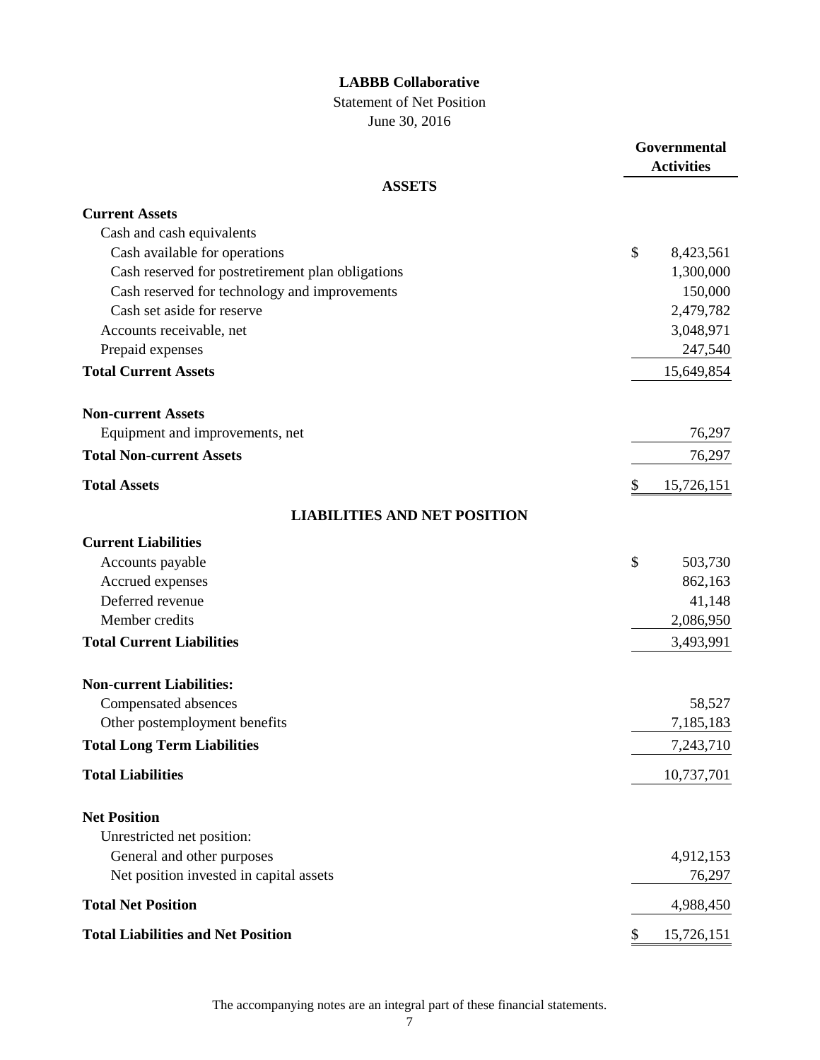# LABBB Collaborative

Statement of Net Position

June 30, 2016

| | Governmental Activities |
|---|---|
| **ASSETS** | |
| **Current Assets** | |
| Cash and cash equivalents | |
| Cash available for operations | $ 8,423,561 |
| Cash reserved for postretirement plan obligations | 1,300,000 |
| Cash reserved for technology and improvements | 150,000 |
| Cash set aside for reserve | 2,479,782 |
| Accounts receivable, net | 3,048,971 |
| Prepaid expenses | 247,540 |
| **Total Current Assets** | 15,649,854 |
| **Non-current Assets** | |
| Equipment and improvements, net | 76,297 |
| **Total Non-current Assets** | 76,297 |
| **Total Assets** | $ 15,726,151 |
| **LIABILITIES AND NET POSITION** | |
| **Current Liabilities** | |
| Accounts payable | $ 503,730 |
| Accrued expenses | 862,163 |
| Deferred revenue | 41,148 |
| Member credits | 2,086,950 |
| **Total Current Liabilities** | 3,493,991 |
| **Non-current Liabilities:** | |
| Compensated absences | 58,527 |
| Other postemployment benefits | 7,185,183 |
| **Total Long Term Liabilities** | 7,243,710 |
| **Total Liabilities** | 10,737,701 |
| **Net Position** | |
| Unrestricted net position: | |
| General and other purposes | 4,912,153 |
| Net position invested in capital assets | 76,297 |
| **Total Net Position** | 4,988,450 |
| **Total Liabilities and Net Position** | $ 15,726,151 |

The accompanying notes are an integral part of these financial statements.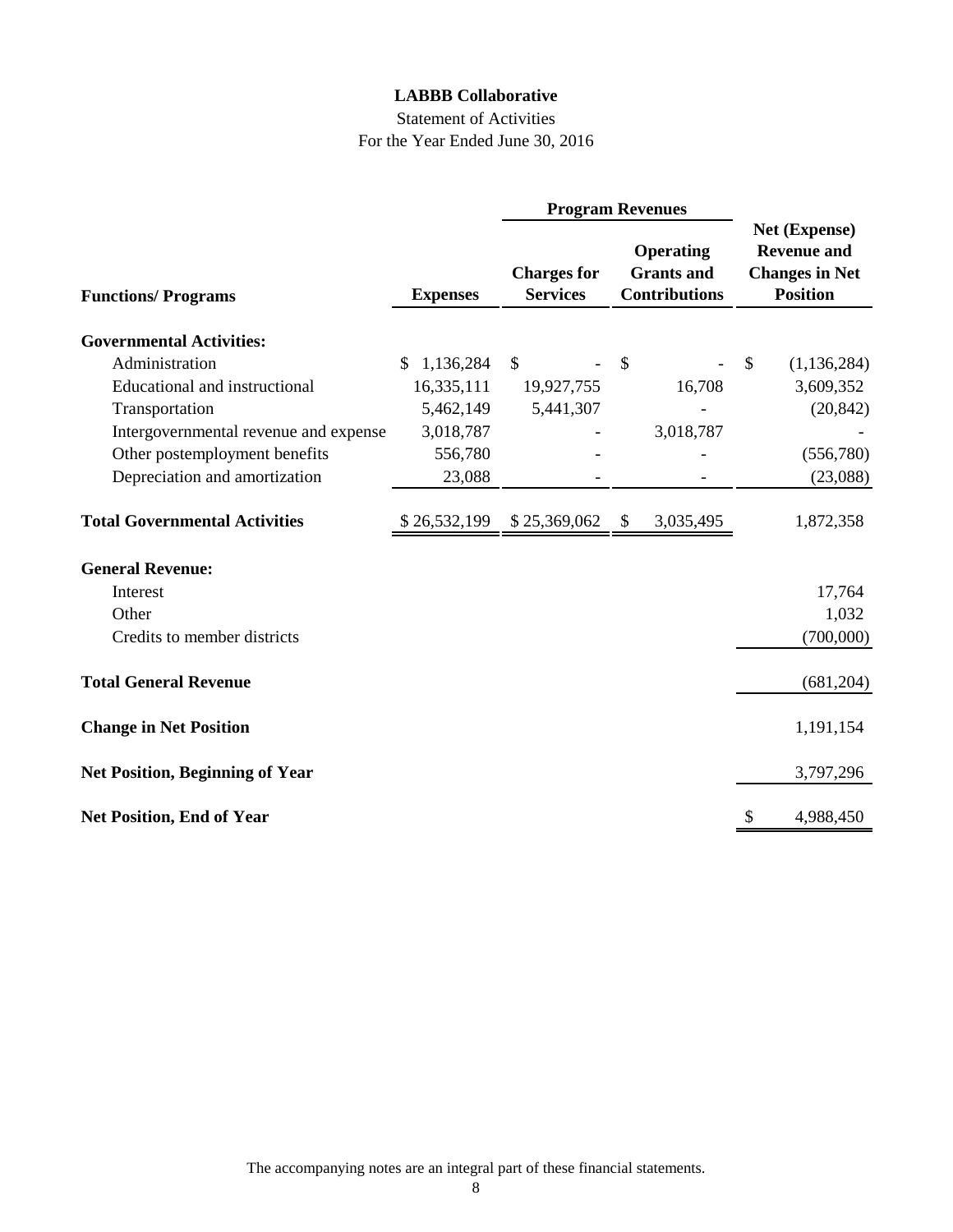# LABBB Collaborative

Statement of Activities

For the Year Ended June 30, 2016

| Functions/ Programs | Expenses | Program Revenues | | Net (Expense) Revenue and Changes in Net Position |
|---|---|---|---|---|
| | | Charges for Services | Operating Grants and Contributions | |
| **Governmental Activities:** | | | | |
| Administration | $ 1,136,284 | $ - | $ - | $ (1,136,284) |
| Educational and instructional | 16,335,111 | 19,927,755 | 16,708 | 3,609,352 |
| Transportation | 5,462,149 | 5,441,307 | - | (20,842) |
| Intergovernmental revenue and expense | 3,018,787 | - | 3,018,787 | - |
| Other postemployment benefits | 556,780 | - | - | (556,780) |
| Depreciation and amortization | 23,088 | - | - | (23,088) |
| **Total Governmental Activities** | $ 26,532,199 | $ 25,369,062 | $ 3,035,495 | 1,872,358 |
| **General Revenue:** | | | | |
| Interest | | | | 17,764 |
| Other | | | | 1,032 |
| Credits to member districts | | | | (700,000) |
| **Total General Revenue** | | | | (681,204) |
| **Change in Net Position** | | | | 1,191,154 |
| **Net Position, Beginning of Year** | | | | 3,797,296 |
| **Net Position, End of Year** | | | | $ 4,988,450 |

The accompanying notes are an integral part of these financial statements.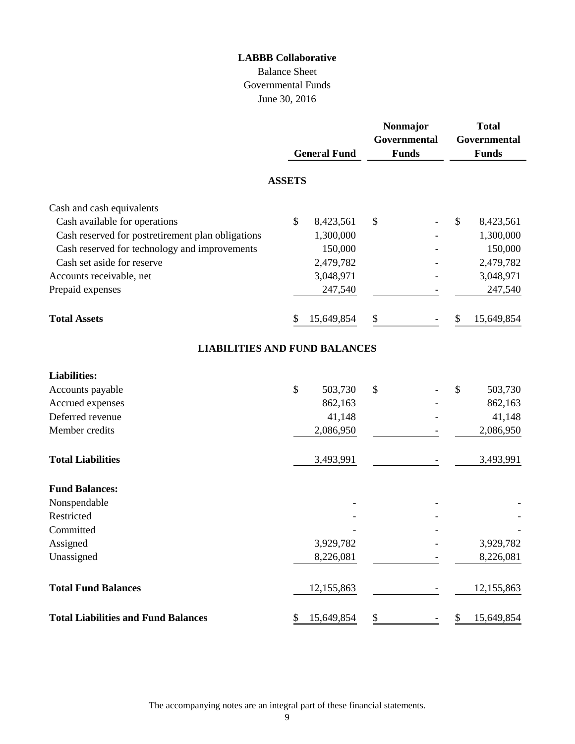# LABBB Collaborative

Balance Sheet
Governmental Funds
June 30, 2016

| | General Fund | Nonmajor Governmental Funds | Total Governmental Funds |
|---|---|---|---|
| **ASSETS** | | | |
| Cash and cash equivalents | | | |
| Cash available for operations | $ 8,423,561 | $ - | $ 8,423,561 |
| Cash reserved for postretirement plan obligations | 1,300,000 | - | 1,300,000 |
| Cash reserved for technology and improvements | 150,000 | - | 150,000 |
| Cash set aside for reserve | 2,479,782 | - | 2,479,782 |
| Accounts receivable, net | 3,048,971 | - | 3,048,971 |
| Prepaid expenses | 247,540 | - | 247,540 |
| **Total Assets** | $ 15,649,854 | $ - | $ 15,649,854 |
| **LIABILITIES AND FUND BALANCES** | | | |
| **Liabilities:** | | | |
| Accounts payable | $ 503,730 | $ - | $ 503,730 |
| Accrued expenses | 862,163 | - | 862,163 |
| Deferred revenue | 41,148 | - | 41,148 |
| Member credits | 2,086,950 | - | 2,086,950 |
| **Total Liabilities** | 3,493,991 | - | 3,493,991 |
| **Fund Balances:** | | | |
| Nonspendable | - | - | - |
| Restricted | - | - | - |
| Committed | - | - | - |
| Assigned | 3,929,782 | - | 3,929,782 |
| Unassigned | 8,226,081 | - | 8,226,081 |
| **Total Fund Balances** | 12,155,863 | - | 12,155,863 |
| **Total Liabilities and Fund Balances** | $ 15,649,854 | $ - | $ 15,649,854 |

The accompanying notes are an integral part of these financial statements.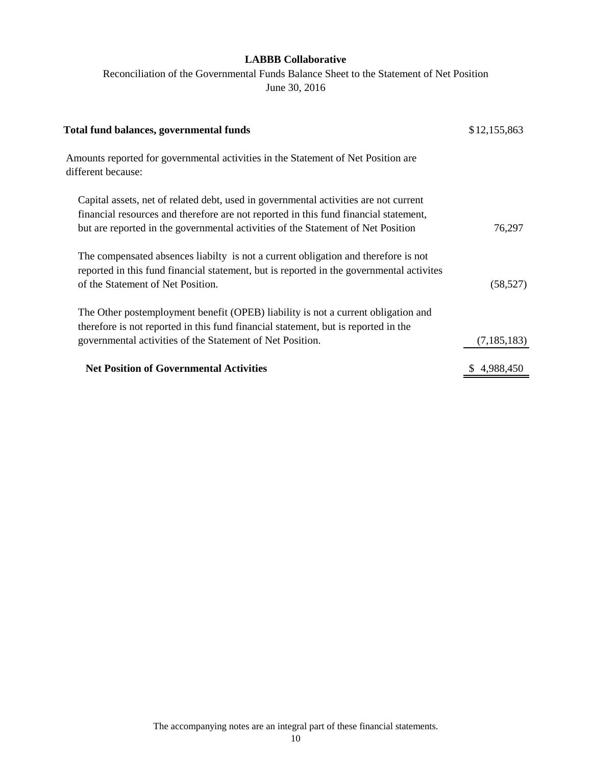**LABBB Collaborative**

Reconciliation of the Governmental Funds Balance Sheet to the Statement of Net Position

June 30, 2016

| | |
|---|---|
| **Total fund balances, governmental funds** | $12,155,863 |
| Amounts reported for governmental activities in the Statement of Net Position are different because: | |
| Capital assets, net of related debt, used in governmental activities are not current financial resources and therefore are not reported in this fund financial statement, but are reported in the governmental activities of the Statement of Net Position | 76,297 |
| The compensated absences liabilty is not a current obligation and therefore is not reported in this fund financial statement, but is reported in the governmental activites of the Statement of Net Position. | (58,527) |
| The Other postemployment benefit (OPEB) liability is not a current obligation and therefore is not reported in this fund financial statement, but is reported in the governmental activities of the Statement of Net Position. | (7,185,183) |
| **Net Position of Governmental Activities** | $ 4,988,450 |

The accompanying notes are an integral part of these financial statements.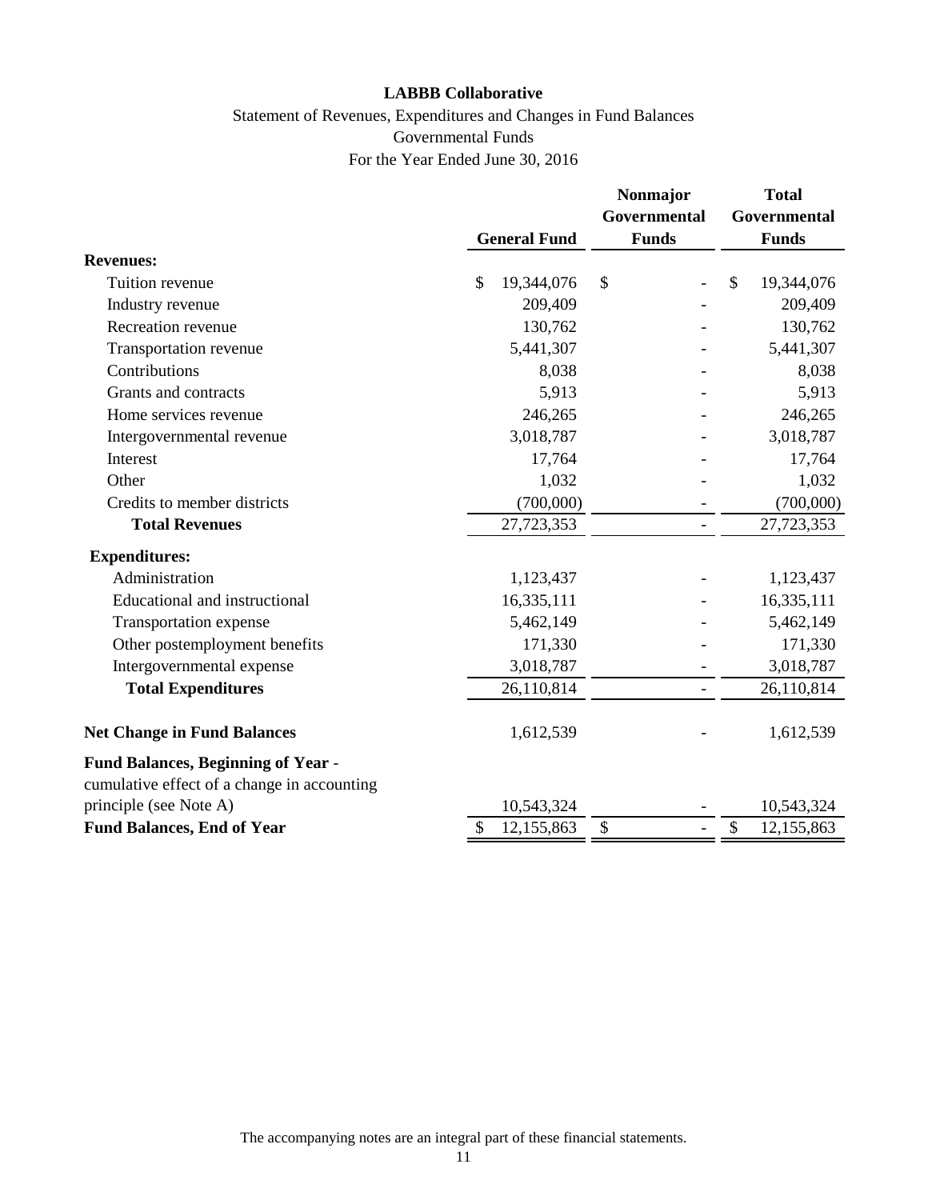**LABBB Collaborative**

Statement of Revenues, Expenditures and Changes in Fund Balances

Governmental Funds

For the Year Ended June 30, 2016

| | General Fund | Nonmajor Governmental Funds | Total Governmental Funds |
|---|---|---|---|
| **Revenues:** | | | |
| Tuition revenue | $ 19,344,076 | $ - | $ 19,344,076 |
| Industry revenue | 209,409 | - | 209,409 |
| Recreation revenue | 130,762 | - | 130,762 |
| Transportation revenue | 5,441,307 | - | 5,441,307 |
| Contributions | 8,038 | - | 8,038 |
| Grants and contracts | 5,913 | - | 5,913 |
| Home services revenue | 246,265 | - | 246,265 |
| Intergovernmental revenue | 3,018,787 | - | 3,018,787 |
| Interest | 17,764 | - | 17,764 |
| Other | 1,032 | - | 1,032 |
| Credits to member districts | (700,000) | - | (700,000) |
| **Total Revenues** | 27,723,353 | - | 27,723,353 |
| **Expenditures:** | | | |
| Administration | 1,123,437 | - | 1,123,437 |
| Educational and instructional | 16,335,111 | - | 16,335,111 |
| Transportation expense | 5,462,149 | - | 5,462,149 |
| Other postemployment benefits | 171,330 | - | 171,330 |
| Intergovernmental expense | 3,018,787 | - | 3,018,787 |
| **Total Expenditures** | 26,110,814 | - | 26,110,814 |
| **Net Change in Fund Balances** | 1,612,539 | - | 1,612,539 |
| **Fund Balances, Beginning of Year** - cumulative effect of a change in accounting principle (see Note A) | 10,543,324 | - | 10,543,324 |
| **Fund Balances, End of Year** | $ 12,155,863 | $ - | $ 12,155,863 |

The accompanying notes are an integral part of these financial statements.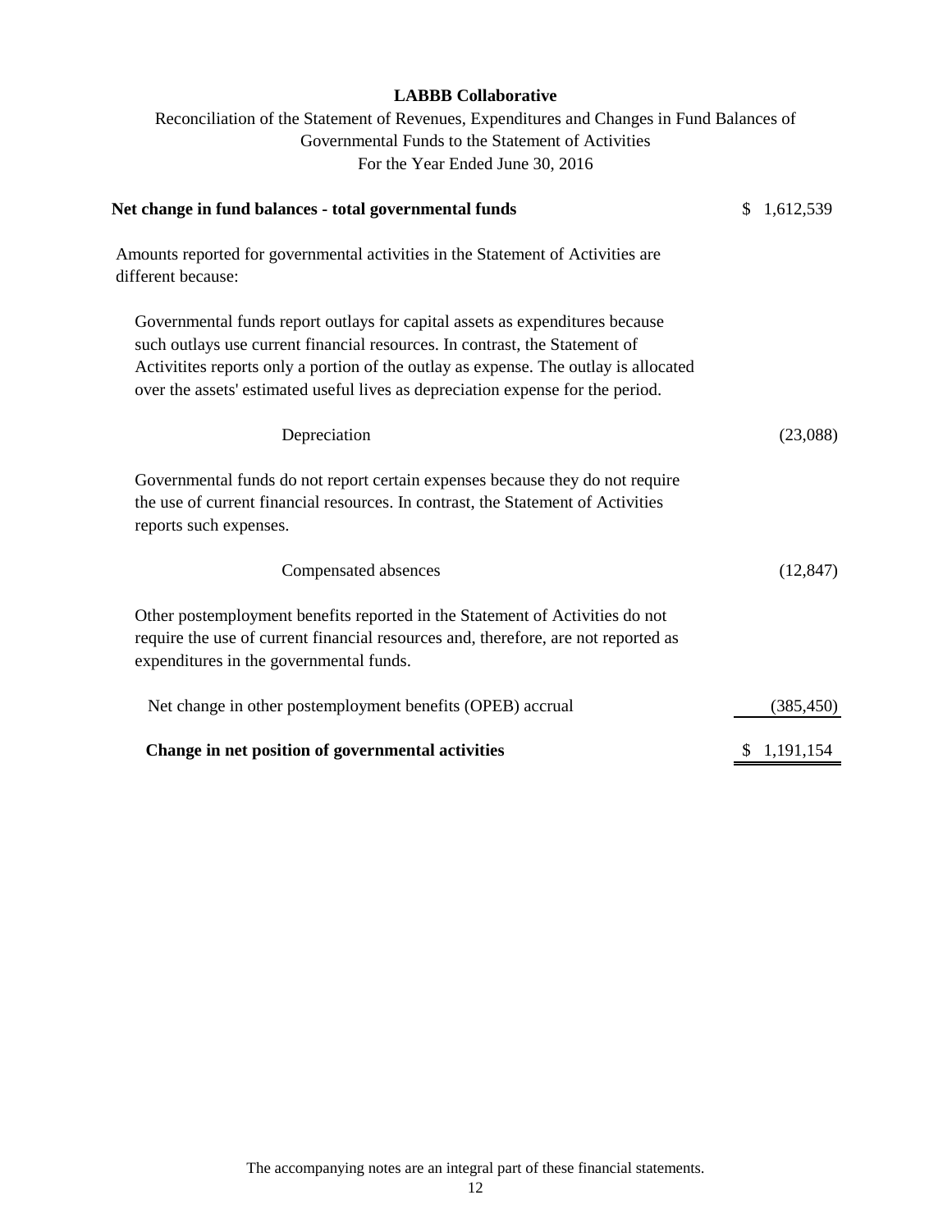**LABBB Collaborative**

Reconciliation of the Statement of Revenues, Expenditures and Changes in Fund Balances of Governmental Funds to the Statement of Activities

For the Year Ended June 30, 2016

| | |
|---|---|
| **Net change in fund balances - total governmental funds** | $ 1,612,539 |
| Amounts reported for governmental activities in the Statement of Activities are different because: | |
| Governmental funds report outlays for capital assets as expenditures because such outlays use current financial resources. In contrast, the Statement of Activitites reports only a portion of the outlay as expense. The outlay is allocated over the assets' estimated useful lives as depreciation expense for the period. | |
| Depreciation | (23,088) |
| Governmental funds do not report certain expenses because they do not require the use of current financial resources. In contrast, the Statement of Activities reports such expenses. | |
| Compensated absences | (12,847) |
| Other postemployment benefits reported in the Statement of Activities do not require the use of current financial resources and, therefore, are not reported as expenditures in the governmental funds. | |
| Net change in other postemployment benefits (OPEB) accrual | (385,450) |
| **Change in net position of governmental activities** | $ 1,191,154 |

The accompanying notes are an integral part of these financial statements.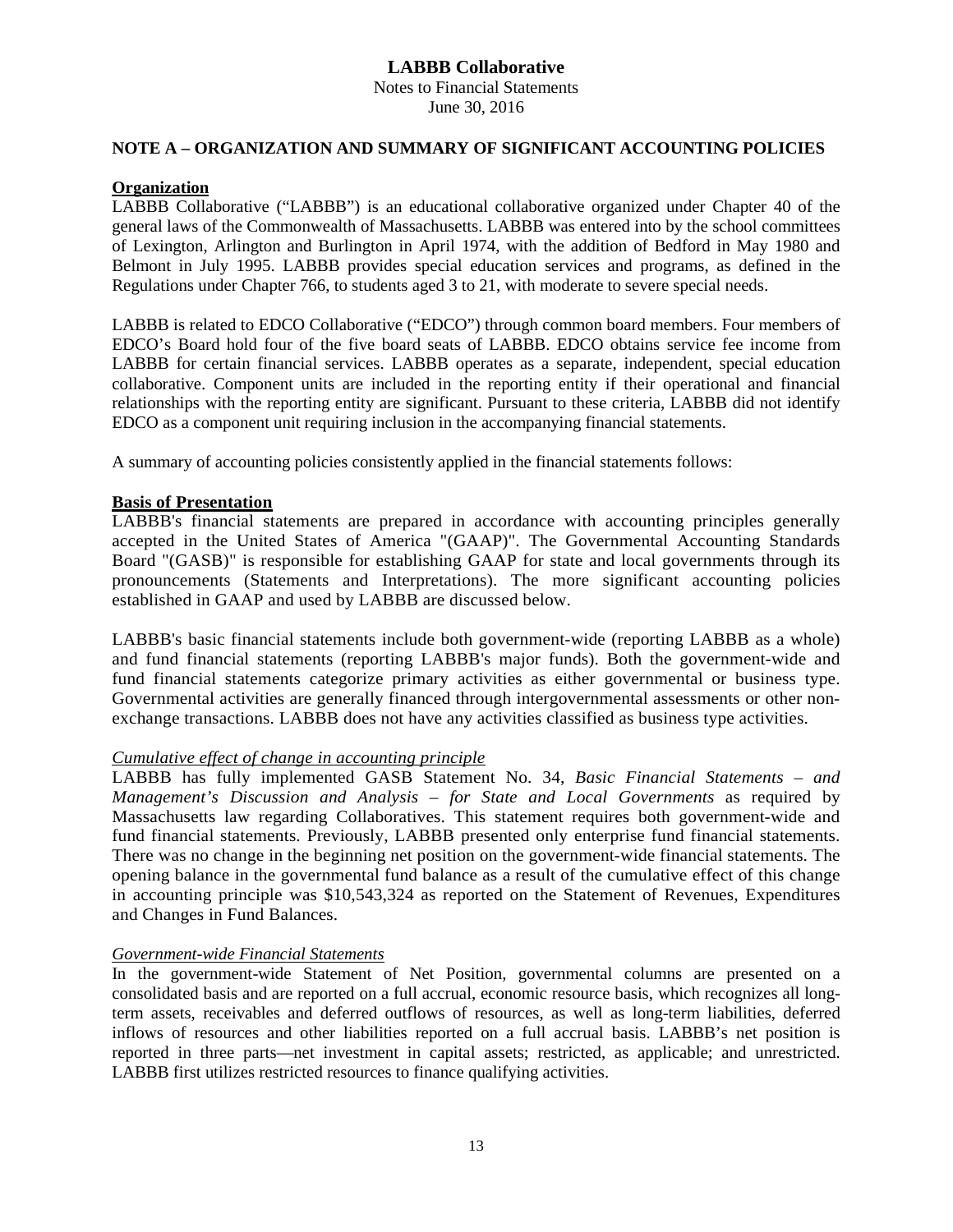# LABBB Collaborative

Notes to Financial Statements
June 30, 2016

## NOTE A – ORGANIZATION AND SUMMARY OF SIGNIFICANT ACCOUNTING POLICIES

### Organization

LABBB Collaborative ("LABBB") is an educational collaborative organized under Chapter 40 of the general laws of the Commonwealth of Massachusetts. LABBB was entered into by the school committees of Lexington, Arlington and Burlington in April 1974, with the addition of Bedford in May 1980 and Belmont in July 1995. LABBB provides special education services and programs, as defined in the Regulations under Chapter 766, to students aged 3 to 21, with moderate to severe special needs.

LABBB is related to EDCO Collaborative ("EDCO") through common board members. Four members of EDCO's Board hold four of the five board seats of LABBB. EDCO obtains service fee income from LABBB for certain financial services. LABBB operates as a separate, independent, special education collaborative. Component units are included in the reporting entity if their operational and financial relationships with the reporting entity are significant. Pursuant to these criteria, LABBB did not identify EDCO as a component unit requiring inclusion in the accompanying financial statements.

A summary of accounting policies consistently applied in the financial statements follows:

### Basis of Presentation

LABBB's financial statements are prepared in accordance with accounting principles generally accepted in the United States of America "(GAAP)". The Governmental Accounting Standards Board "(GASB)" is responsible for establishing GAAP for state and local governments through its pronouncements (Statements and Interpretations). The more significant accounting policies established in GAAP and used by LABBB are discussed below.

LABBB's basic financial statements include both government-wide (reporting LABBB as a whole) and fund financial statements (reporting LABBB's major funds). Both the government-wide and fund financial statements categorize primary activities as either governmental or business type. Governmental activities are generally financed through intergovernmental assessments or other non-exchange transactions. LABBB does not have any activities classified as business type activities.

*Cumulative effect of change in accounting principle*

LABBB has fully implemented GASB Statement No. 34, *Basic Financial Statements – and Management's Discussion and Analysis – for State and Local Governments* as required by Massachusetts law regarding Collaboratives. This statement requires both government-wide and fund financial statements. Previously, LABBB presented only enterprise fund financial statements. There was no change in the beginning net position on the government-wide financial statements. The opening balance in the governmental fund balance as a result of the cumulative effect of this change in accounting principle was $10,543,324 as reported on the Statement of Revenues, Expenditures and Changes in Fund Balances.

*Government-wide Financial Statements*

In the government-wide Statement of Net Position, governmental columns are presented on a consolidated basis and are reported on a full accrual, economic resource basis, which recognizes all long-term assets, receivables and deferred outflows of resources, as well as long-term liabilities, deferred inflows of resources and other liabilities reported on a full accrual basis. LABBB's net position is reported in three parts—net investment in capital assets; restricted, as applicable; and unrestricted. LABBB first utilizes restricted resources to finance qualifying activities.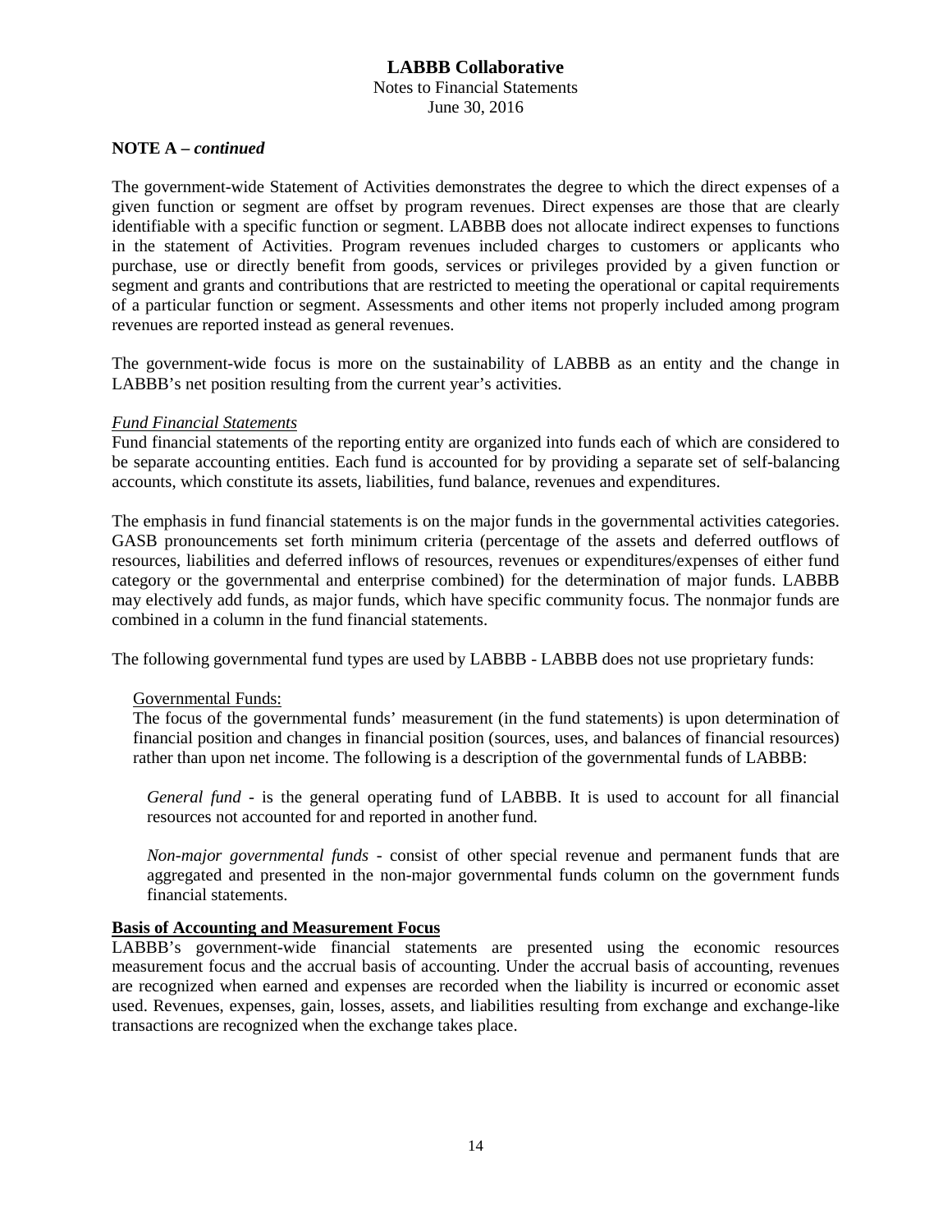**NOTE A –** ***continued***

The government-wide Statement of Activities demonstrates the degree to which the direct expenses of a given function or segment are offset by program revenues. Direct expenses are those that are clearly identifiable with a specific function or segment. LABBB does not allocate indirect expenses to functions in the statement of Activities. Program revenues included charges to customers or applicants who purchase, use or directly benefit from goods, services or privileges provided by a given function or segment and grants and contributions that are restricted to meeting the operational or capital requirements of a particular function or segment. Assessments and other items not properly included among program revenues are reported instead as general revenues.

The government-wide focus is more on the sustainability of LABBB as an entity and the change in LABBB's net position resulting from the current year's activities.

*Fund Financial Statements*

Fund financial statements of the reporting entity are organized into funds each of which are considered to be separate accounting entities. Each fund is accounted for by providing a separate set of self-balancing accounts, which constitute its assets, liabilities, fund balance, revenues and expenditures.

The emphasis in fund financial statements is on the major funds in the governmental activities categories. GASB pronouncements set forth minimum criteria (percentage of the assets and deferred outflows of resources, liabilities and deferred inflows of resources, revenues or expenditures/expenses of either fund category or the governmental and enterprise combined) for the determination of major funds. LABBB may electively add funds, as major funds, which have specific community focus. The nonmajor funds are combined in a column in the fund financial statements.

The following governmental fund types are used by LABBB - LABBB does not use proprietary funds:

Governmental Funds:

The focus of the governmental funds' measurement (in the fund statements) is upon determination of financial position and changes in financial position (sources, uses, and balances of financial resources) rather than upon net income. The following is a description of the governmental funds of LABBB:

*General fund* - is the general operating fund of LABBB. It is used to account for all financial resources not accounted for and reported in another fund.

*Non-major governmental funds* - consist of other special revenue and permanent funds that are aggregated and presented in the non-major governmental funds column on the government funds financial statements.

**Basis of Accounting and Measurement Focus**

LABBB's government-wide financial statements are presented using the economic resources measurement focus and the accrual basis of accounting. Under the accrual basis of accounting, revenues are recognized when earned and expenses are recorded when the liability is incurred or economic asset used. Revenues, expenses, gain, losses, assets, and liabilities resulting from exchange and exchange-like transactions are recognized when the exchange takes place.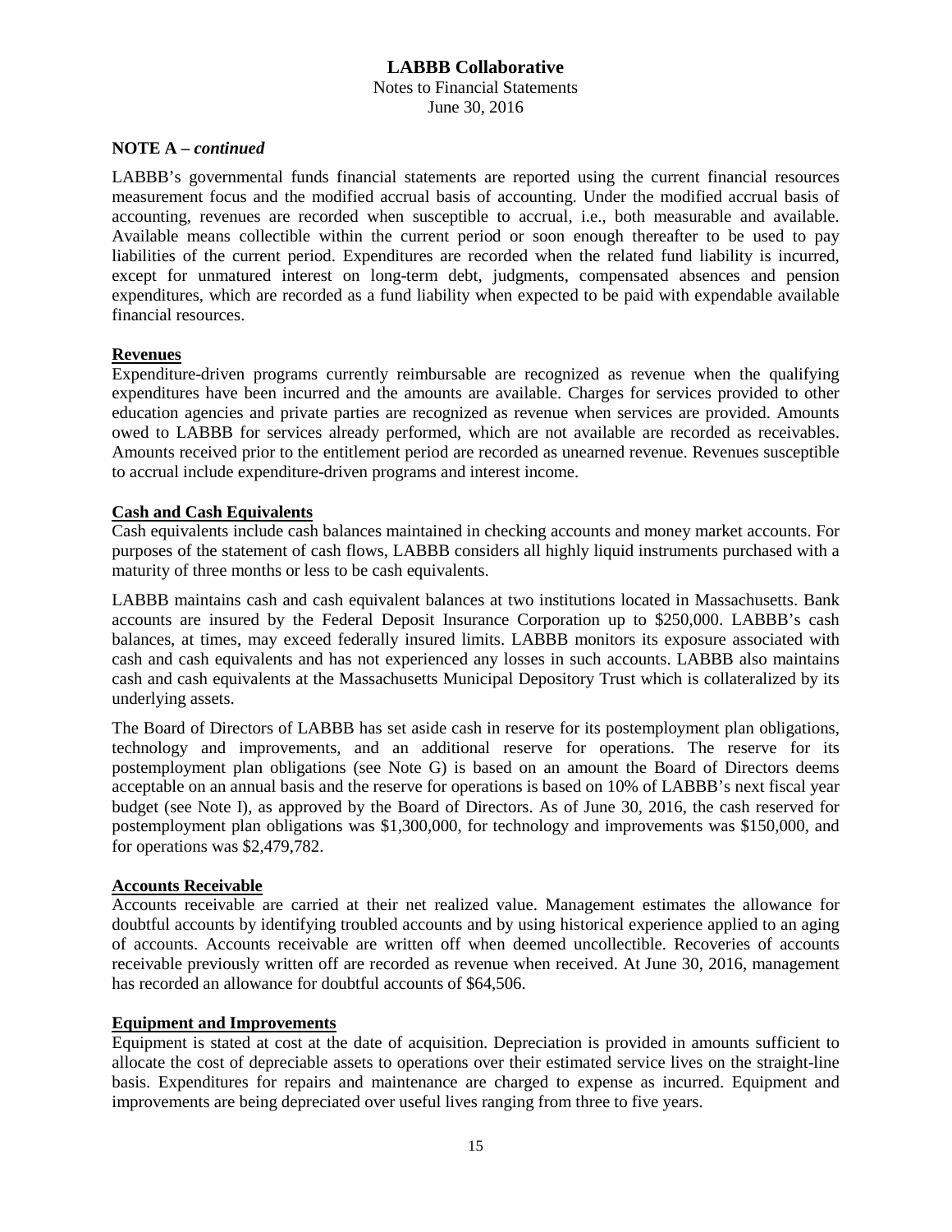**NOTE A –** ***continued***

LABBB's governmental funds financial statements are reported using the current financial resources measurement focus and the modified accrual basis of accounting. Under the modified accrual basis of accounting, revenues are recorded when susceptible to accrual, i.e., both measurable and available. Available means collectible within the current period or soon enough thereafter to be used to pay liabilities of the current period. Expenditures are recorded when the related fund liability is incurred, except for unmatured interest on long-term debt, judgments, compensated absences and pension expenditures, which are recorded as a fund liability when expected to be paid with expendable available financial resources.

**Revenues**

Expenditure-driven programs currently reimbursable are recognized as revenue when the qualifying expenditures have been incurred and the amounts are available. Charges for services provided to other education agencies and private parties are recognized as revenue when services are provided. Amounts owed to LABBB for services already performed, which are not available are recorded as receivables. Amounts received prior to the entitlement period are recorded as unearned revenue. Revenues susceptible to accrual include expenditure-driven programs and interest income.

**Cash and Cash Equivalents**

Cash equivalents include cash balances maintained in checking accounts and money market accounts. For purposes of the statement of cash flows, LABBB considers all highly liquid instruments purchased with a maturity of three months or less to be cash equivalents.

LABBB maintains cash and cash equivalent balances at two institutions located in Massachusetts. Bank accounts are insured by the Federal Deposit Insurance Corporation up to $250,000. LABBB's cash balances, at times, may exceed federally insured limits. LABBB monitors its exposure associated with cash and cash equivalents and has not experienced any losses in such accounts. LABBB also maintains cash and cash equivalents at the Massachusetts Municipal Depository Trust which is collateralized by its underlying assets.

The Board of Directors of LABBB has set aside cash in reserve for its postemployment plan obligations, technology and improvements, and an additional reserve for operations. The reserve for its postemployment plan obligations (see Note G) is based on an amount the Board of Directors deems acceptable on an annual basis and the reserve for operations is based on 10% of LABBB's next fiscal year budget (see Note I), as approved by the Board of Directors. As of June 30, 2016, the cash reserved for postemployment plan obligations was $1,300,000, for technology and improvements was $150,000, and for operations was $2,479,782.

**Accounts Receivable**

Accounts receivable are carried at their net realized value. Management estimates the allowance for doubtful accounts by identifying troubled accounts and by using historical experience applied to an aging of accounts. Accounts receivable are written off when deemed uncollectible. Recoveries of accounts receivable previously written off are recorded as revenue when received. At June 30, 2016, management has recorded an allowance for doubtful accounts of $64,506.

**Equipment and Improvements**

Equipment is stated at cost at the date of acquisition. Depreciation is provided in amounts sufficient to allocate the cost of depreciable assets to operations over their estimated service lives on the straight-line basis. Expenditures for repairs and maintenance are charged to expense as incurred. Equipment and improvements are being depreciated over useful lives ranging from three to five years.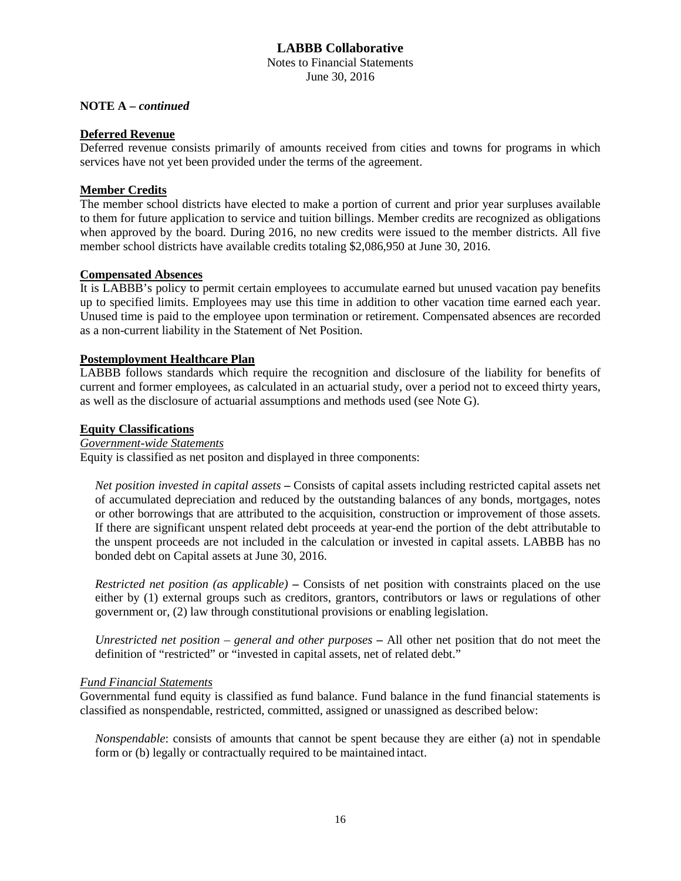**NOTE A –** ***continued***

## Deferred Revenue

Deferred revenue consists primarily of amounts received from cities and towns for programs in which services have not yet been provided under the terms of the agreement.

## Member Credits

The member school districts have elected to make a portion of current and prior year surpluses available to them for future application to service and tuition billings. Member credits are recognized as obligations when approved by the board. During 2016, no new credits were issued to the member districts. All five member school districts have available credits totaling $2,086,950 at June 30, 2016.

## Compensated Absences

It is LABBB's policy to permit certain employees to accumulate earned but unused vacation pay benefits up to specified limits. Employees may use this time in addition to other vacation time earned each year. Unused time is paid to the employee upon termination or retirement. Compensated absences are recorded as a non-current liability in the Statement of Net Position.

## Postemployment Healthcare Plan

LABBB follows standards which require the recognition and disclosure of the liability for benefits of current and former employees, as calculated in an actuarial study, over a period not to exceed thirty years, as well as the disclosure of actuarial assumptions and methods used (see Note G).

## Equity Classifications

*Government-wide Statements*

Equity is classified as net positon and displayed in three components:

*Net position invested in capital assets* **–** Consists of capital assets including restricted capital assets net of accumulated depreciation and reduced by the outstanding balances of any bonds, mortgages, notes or other borrowings that are attributed to the acquisition, construction or improvement of those assets. If there are significant unspent related debt proceeds at year-end the portion of the debt attributable to the unspent proceeds are not included in the calculation or invested in capital assets. LABBB has no bonded debt on Capital assets at June 30, 2016.

*Restricted net position (as applicable)* **–** Consists of net position with constraints placed on the use either by (1) external groups such as creditors, grantors, contributors or laws or regulations of other government or, (2) law through constitutional provisions or enabling legislation.

*Unrestricted net position – general and other purposes* **–** All other net position that do not meet the definition of "restricted" or "invested in capital assets, net of related debt."

*Fund Financial Statements*

Governmental fund equity is classified as fund balance. Fund balance in the fund financial statements is classified as nonspendable, restricted, committed, assigned or unassigned as described below:

*Nonspendable*: consists of amounts that cannot be spent because they are either (a) not in spendable form or (b) legally or contractually required to be maintained intact.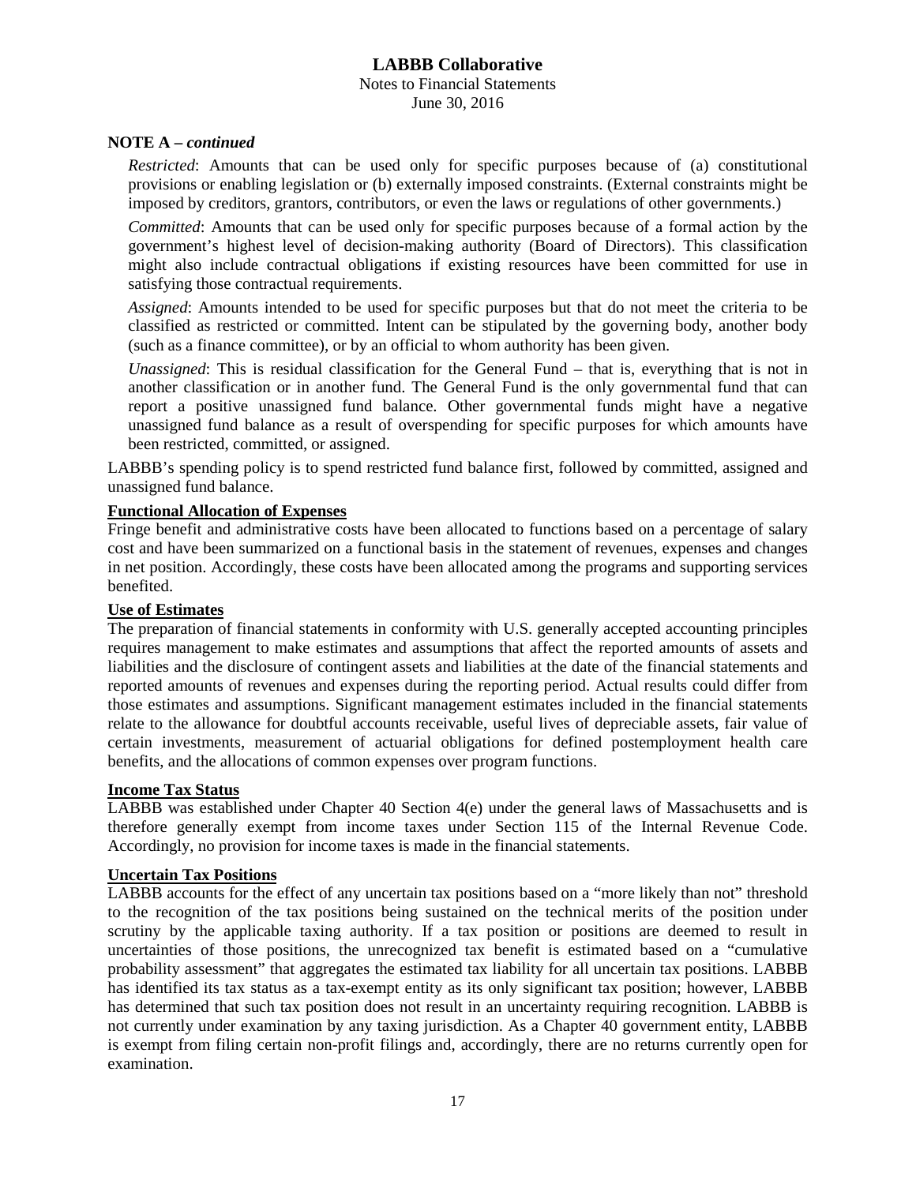**NOTE A – *continued***

*Restricted*: Amounts that can be used only for specific purposes because of (a) constitutional provisions or enabling legislation or (b) externally imposed constraints. (External constraints might be imposed by creditors, grantors, contributors, or even the laws or regulations of other governments.)

*Committed*: Amounts that can be used only for specific purposes because of a formal action by the government's highest level of decision-making authority (Board of Directors). This classification might also include contractual obligations if existing resources have been committed for use in satisfying those contractual requirements.

*Assigned*: Amounts intended to be used for specific purposes but that do not meet the criteria to be classified as restricted or committed. Intent can be stipulated by the governing body, another body (such as a finance committee), or by an official to whom authority has been given.

*Unassigned*: This is residual classification for the General Fund – that is, everything that is not in another classification or in another fund. The General Fund is the only governmental fund that can report a positive unassigned fund balance. Other governmental funds might have a negative unassigned fund balance as a result of overspending for specific purposes for which amounts have been restricted, committed, or assigned.

LABBB's spending policy is to spend restricted fund balance first, followed by committed, assigned and unassigned fund balance.

**Functional Allocation of Expenses**

Fringe benefit and administrative costs have been allocated to functions based on a percentage of salary cost and have been summarized on a functional basis in the statement of revenues, expenses and changes in net position. Accordingly, these costs have been allocated among the programs and supporting services benefited.

**Use of Estimates**

The preparation of financial statements in conformity with U.S. generally accepted accounting principles requires management to make estimates and assumptions that affect the reported amounts of assets and liabilities and the disclosure of contingent assets and liabilities at the date of the financial statements and reported amounts of revenues and expenses during the reporting period. Actual results could differ from those estimates and assumptions. Significant management estimates included in the financial statements relate to the allowance for doubtful accounts receivable, useful lives of depreciable assets, fair value of certain investments, measurement of actuarial obligations for defined postemployment health care benefits, and the allocations of common expenses over program functions.

**Income Tax Status**

LABBB was established under Chapter 40 Section 4(e) under the general laws of Massachusetts and is therefore generally exempt from income taxes under Section 115 of the Internal Revenue Code. Accordingly, no provision for income taxes is made in the financial statements.

**Uncertain Tax Positions**

LABBB accounts for the effect of any uncertain tax positions based on a "more likely than not" threshold to the recognition of the tax positions being sustained on the technical merits of the position under scrutiny by the applicable taxing authority. If a tax position or positions are deemed to result in uncertainties of those positions, the unrecognized tax benefit is estimated based on a "cumulative probability assessment" that aggregates the estimated tax liability for all uncertain tax positions. LABBB has identified its tax status as a tax-exempt entity as its only significant tax position; however, LABBB has determined that such tax position does not result in an uncertainty requiring recognition. LABBB is not currently under examination by any taxing jurisdiction. As a Chapter 40 government entity, LABBB is exempt from filing certain non-profit filings and, accordingly, there are no returns currently open for examination.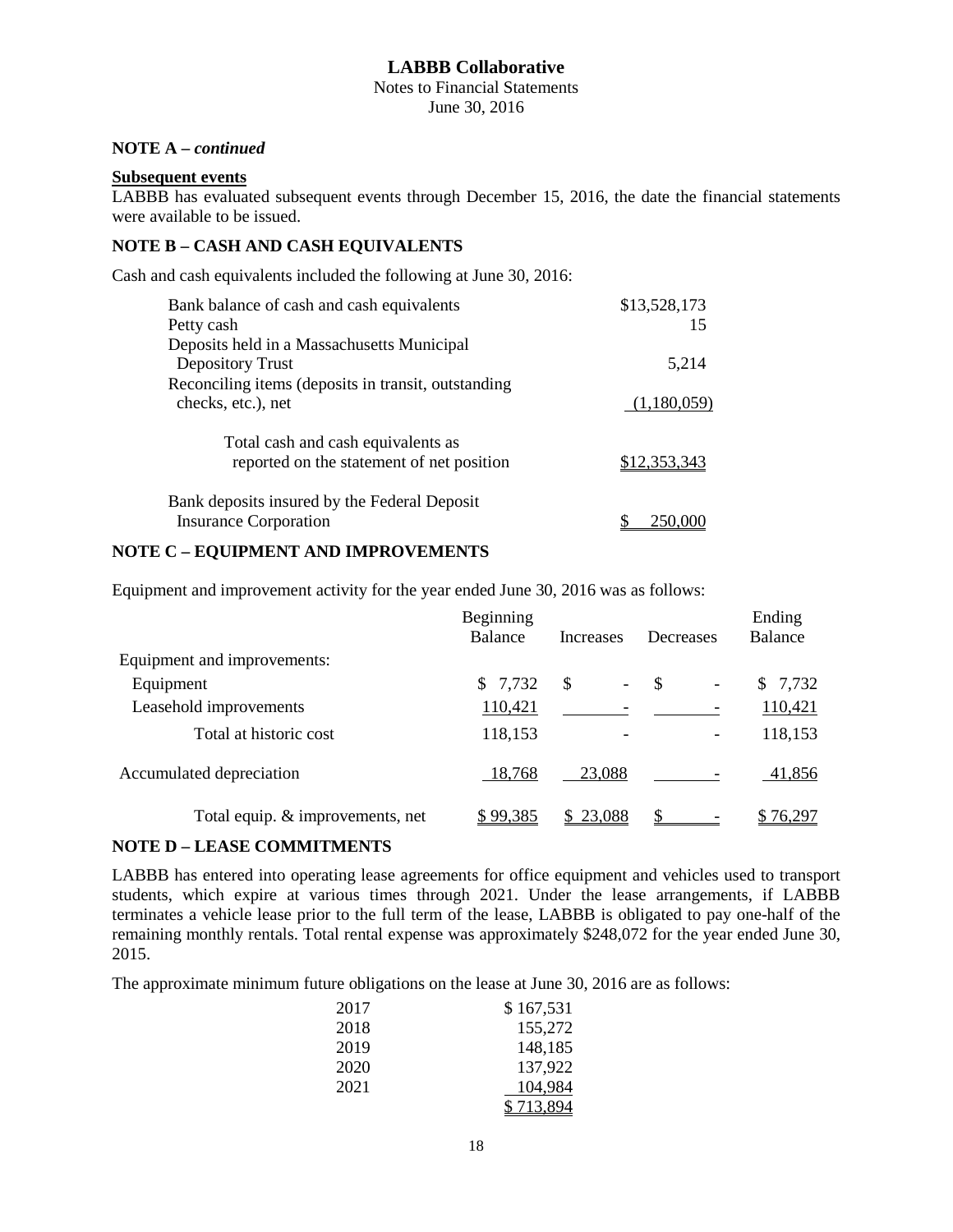# LABBB Collaborative

Notes to Financial Statements
June 30, 2016

## NOTE A – *continued*

**Subsequent events**

LABBB has evaluated subsequent events through December 15, 2016, the date the financial statements were available to be issued.

## NOTE B – CASH AND CASH EQUIVALENTS

Cash and cash equivalents included the following at June 30, 2016:

| | |
|---|---|
| Bank balance of cash and cash equivalents | $13,528,173 |
| Petty cash | 15 |
| Deposits held in a Massachusetts Municipal Depository Trust | 5,214 |
| Reconciling items (deposits in transit, outstanding checks, etc.), net | (1,180,059) |
| Total cash and cash equivalents as reported on the statement of net position | $12,353,343 |
| Bank deposits insured by the Federal Deposit Insurance Corporation | $ 250,000 |

## NOTE C – EQUIPMENT AND IMPROVEMENTS

Equipment and improvement activity for the year ended June 30, 2016 was as follows:

| | Beginning Balance | Increases | Decreases | Ending Balance |
|---|---|---|---|---|
| Equipment and improvements: | | | | |
| Equipment | $ 7,732 | $ - | $ - | $ 7,732 |
| Leasehold improvements | 110,421 | - | - | 110,421 |
| Total at historic cost | 118,153 | - | - | 118,153 |
| Accumulated depreciation | 18,768 | 23,088 | - | 41,856 |
| Total equip. & improvements, net | $ 99,385 | $ 23,088 | $ - | $ 76,297 |

## NOTE D – LEASE COMMITMENTS

LABBB has entered into operating lease agreements for office equipment and vehicles used to transport students, which expire at various times through 2021. Under the lease arrangements, if LABBB terminates a vehicle lease prior to the full term of the lease, LABBB is obligated to pay one-half of the remaining monthly rentals. Total rental expense was approximately $248,072 for the year ended June 30, 2015.

The approximate minimum future obligations on the lease at June 30, 2016 are as follows:

| | |
|---|---|
| 2017 | $ 167,531 |
| 2018 | 155,272 |
| 2019 | 148,185 |
| 2020 | 137,922 |
| 2021 | 104,984 |
| | $ 713,894 |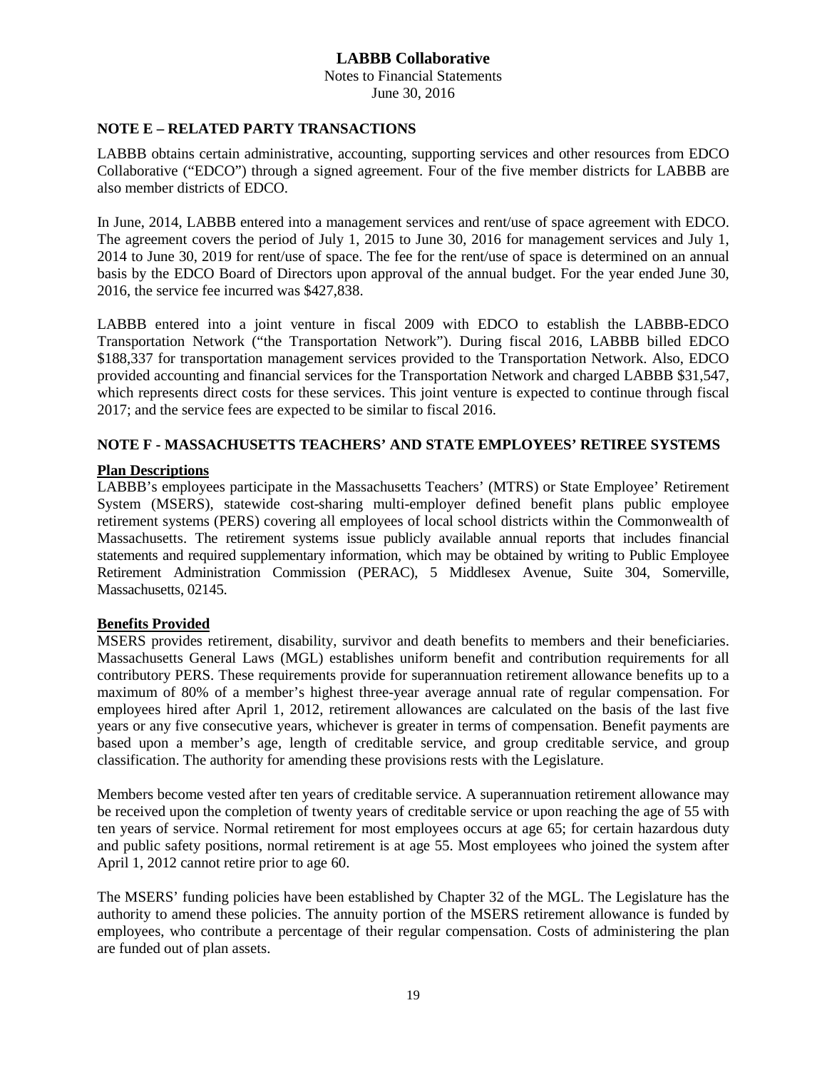# LABBB Collaborative

Notes to Financial Statements
June 30, 2016

## NOTE E – RELATED PARTY TRANSACTIONS

LABBB obtains certain administrative, accounting, supporting services and other resources from EDCO Collaborative ("EDCO") through a signed agreement. Four of the five member districts for LABBB are also member districts of EDCO.

In June, 2014, LABBB entered into a management services and rent/use of space agreement with EDCO. The agreement covers the period of July 1, 2015 to June 30, 2016 for management services and July 1, 2014 to June 30, 2019 for rent/use of space. The fee for the rent/use of space is determined on an annual basis by the EDCO Board of Directors upon approval of the annual budget. For the year ended June 30, 2016, the service fee incurred was $427,838.

LABBB entered into a joint venture in fiscal 2009 with EDCO to establish the LABBB-EDCO Transportation Network ("the Transportation Network"). During fiscal 2016, LABBB billed EDCO $188,337 for transportation management services provided to the Transportation Network. Also, EDCO provided accounting and financial services for the Transportation Network and charged LABBB $31,547, which represents direct costs for these services. This joint venture is expected to continue through fiscal 2017; and the service fees are expected to be similar to fiscal 2016.

## NOTE F - MASSACHUSETTS TEACHERS' AND STATE EMPLOYEES' RETIREE SYSTEMS

**Plan Descriptions**

LABBB's employees participate in the Massachusetts Teachers' (MTRS) or State Employee' Retirement System (MSERS), statewide cost-sharing multi-employer defined benefit plans public employee retirement systems (PERS) covering all employees of local school districts within the Commonwealth of Massachusetts. The retirement systems issue publicly available annual reports that includes financial statements and required supplementary information, which may be obtained by writing to Public Employee Retirement Administration Commission (PERAC), 5 Middlesex Avenue, Suite 304, Somerville, Massachusetts, 02145.

**Benefits Provided**

MSERS provides retirement, disability, survivor and death benefits to members and their beneficiaries. Massachusetts General Laws (MGL) establishes uniform benefit and contribution requirements for all contributory PERS. These requirements provide for superannuation retirement allowance benefits up to a maximum of 80% of a member's highest three-year average annual rate of regular compensation. For employees hired after April 1, 2012, retirement allowances are calculated on the basis of the last five years or any five consecutive years, whichever is greater in terms of compensation. Benefit payments are based upon a member's age, length of creditable service, and group creditable service, and group classification. The authority for amending these provisions rests with the Legislature.

Members become vested after ten years of creditable service. A superannuation retirement allowance may be received upon the completion of twenty years of creditable service or upon reaching the age of 55 with ten years of service. Normal retirement for most employees occurs at age 65; for certain hazardous duty and public safety positions, normal retirement is at age 55. Most employees who joined the system after April 1, 2012 cannot retire prior to age 60.

The MSERS' funding policies have been established by Chapter 32 of the MGL. The Legislature has the authority to amend these policies. The annuity portion of the MSERS retirement allowance is funded by employees, who contribute a percentage of their regular compensation. Costs of administering the plan are funded out of plan assets.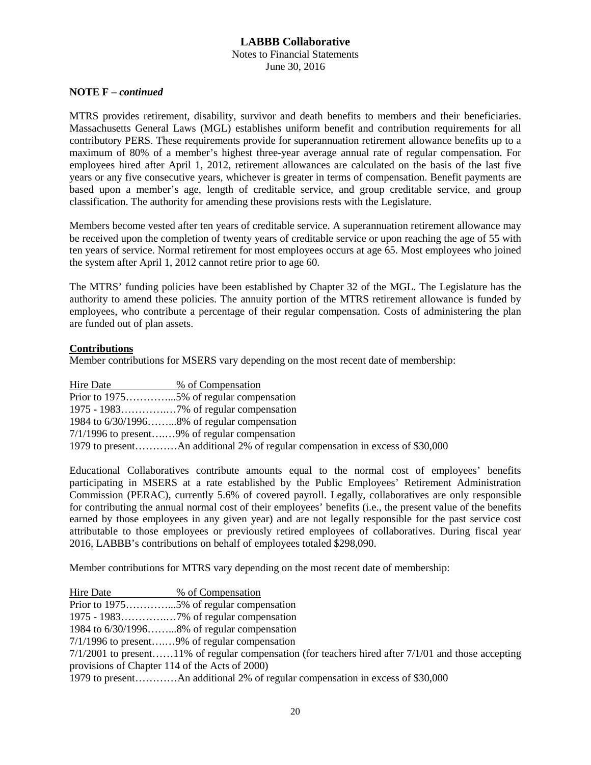**NOTE F –** ***continued***

MTRS provides retirement, disability, survivor and death benefits to members and their beneficiaries. Massachusetts General Laws (MGL) establishes uniform benefit and contribution requirements for all contributory PERS. These requirements provide for superannuation retirement allowance benefits up to a maximum of 80% of a member's highest three-year average annual rate of regular compensation. For employees hired after April 1, 2012, retirement allowances are calculated on the basis of the last five years or any five consecutive years, whichever is greater in terms of compensation. Benefit payments are based upon a member's age, length of creditable service, and group creditable service, and group classification. The authority for amending these provisions rests with the Legislature.

Members become vested after ten years of creditable service. A superannuation retirement allowance may be received upon the completion of twenty years of creditable service or upon reaching the age of 55 with ten years of service. Normal retirement for most employees occurs at age 65. Most employees who joined the system after April 1, 2012 cannot retire prior to age 60.

The MTRS' funding policies have been established by Chapter 32 of the MGL. The Legislature has the authority to amend these policies. The annuity portion of the MTRS retirement allowance is funded by employees, who contribute a percentage of their regular compensation. Costs of administering the plan are funded out of plan assets.

**Contributions**

Member contributions for MSERS vary depending on the most recent date of membership:

| Hire Date | % of Compensation |
|---|---|
| Prior to 1975 | 5% of regular compensation |
| 1975 - 1983 | 7% of regular compensation |
| 1984 to 6/30/1996 | 8% of regular compensation |
| 7/1/1996 to present | 9% of regular compensation |
| 1979 to present | An additional 2% of regular compensation in excess of $30,000 |

Educational Collaboratives contribute amounts equal to the normal cost of employees' benefits participating in MSERS at a rate established by the Public Employees' Retirement Administration Commission (PERAC), currently 5.6% of covered payroll. Legally, collaboratives are only responsible for contributing the annual normal cost of their employees' benefits (i.e., the present value of the benefits earned by those employees in any given year) and are not legally responsible for the past service cost attributable to those employees or previously retired employees of collaboratives. During fiscal year 2016, LABBB's contributions on behalf of employees totaled $298,090.

Member contributions for MTRS vary depending on the most recent date of membership:

| Hire Date | % of Compensation |
|---|---|
| Prior to 1975 | 5% of regular compensation |
| 1975 - 1983 | 7% of regular compensation |
| 1984 to 6/30/1996 | 8% of regular compensation |
| 7/1/1996 to present | 9% of regular compensation |
| 7/1/2001 to present | 11% of regular compensation (for teachers hired after 7/1/01 and those accepting provisions of Chapter 114 of the Acts of 2000) |
| 1979 to present | An additional 2% of regular compensation in excess of $30,000 |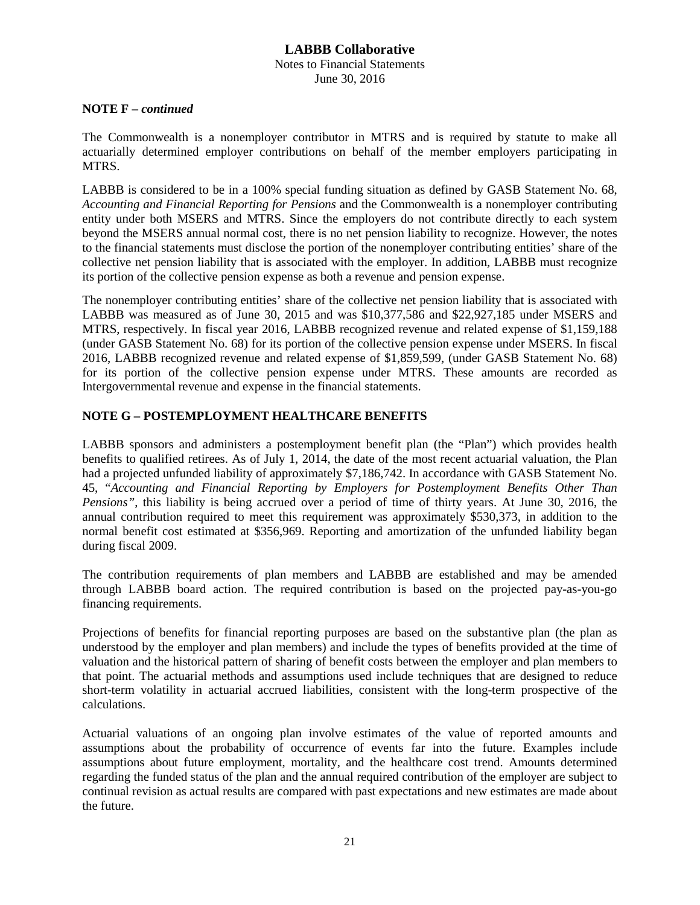**NOTE F –** ***continued***

The Commonwealth is a nonemployer contributor in MTRS and is required by statute to make all actuarially determined employer contributions on behalf of the member employers participating in MTRS.

LABBB is considered to be in a 100% special funding situation as defined by GASB Statement No. 68, *Accounting and Financial Reporting for Pensions* and the Commonwealth is a nonemployer contributing entity under both MSERS and MTRS. Since the employers do not contribute directly to each system beyond the MSERS annual normal cost, there is no net pension liability to recognize. However, the notes to the financial statements must disclose the portion of the nonemployer contributing entities' share of the collective net pension liability that is associated with the employer. In addition, LABBB must recognize its portion of the collective pension expense as both a revenue and pension expense.

The nonemployer contributing entities' share of the collective net pension liability that is associated with LABBB was measured as of June 30, 2015 and was $10,377,586 and $22,927,185 under MSERS and MTRS, respectively. In fiscal year 2016, LABBB recognized revenue and related expense of $1,159,188 (under GASB Statement No. 68) for its portion of the collective pension expense under MSERS. In fiscal 2016, LABBB recognized revenue and related expense of $1,859,599, (under GASB Statement No. 68) for its portion of the collective pension expense under MTRS. These amounts are recorded as Intergovernmental revenue and expense in the financial statements.

## NOTE G – POSTEMPLOYMENT HEALTHCARE BENEFITS

LABBB sponsors and administers a postemployment benefit plan (the "Plan") which provides health benefits to qualified retirees. As of July 1, 2014, the date of the most recent actuarial valuation, the Plan had a projected unfunded liability of approximately $7,186,742. In accordance with GASB Statement No. 45, "*Accounting and Financial Reporting by Employers for Postemployment Benefits Other Than Pensions",* this liability is being accrued over a period of time of thirty years. At June 30, 2016, the annual contribution required to meet this requirement was approximately $530,373, in addition to the normal benefit cost estimated at $356,969. Reporting and amortization of the unfunded liability began during fiscal 2009.

The contribution requirements of plan members and LABBB are established and may be amended through LABBB board action. The required contribution is based on the projected pay-as-you-go financing requirements.

Projections of benefits for financial reporting purposes are based on the substantive plan (the plan as understood by the employer and plan members) and include the types of benefits provided at the time of valuation and the historical pattern of sharing of benefit costs between the employer and plan members to that point. The actuarial methods and assumptions used include techniques that are designed to reduce short-term volatility in actuarial accrued liabilities, consistent with the long-term prospective of the calculations.

Actuarial valuations of an ongoing plan involve estimates of the value of reported amounts and assumptions about the probability of occurrence of events far into the future. Examples include assumptions about future employment, mortality, and the healthcare cost trend. Amounts determined regarding the funded status of the plan and the annual required contribution of the employer are subject to continual revision as actual results are compared with past expectations and new estimates are made about the future.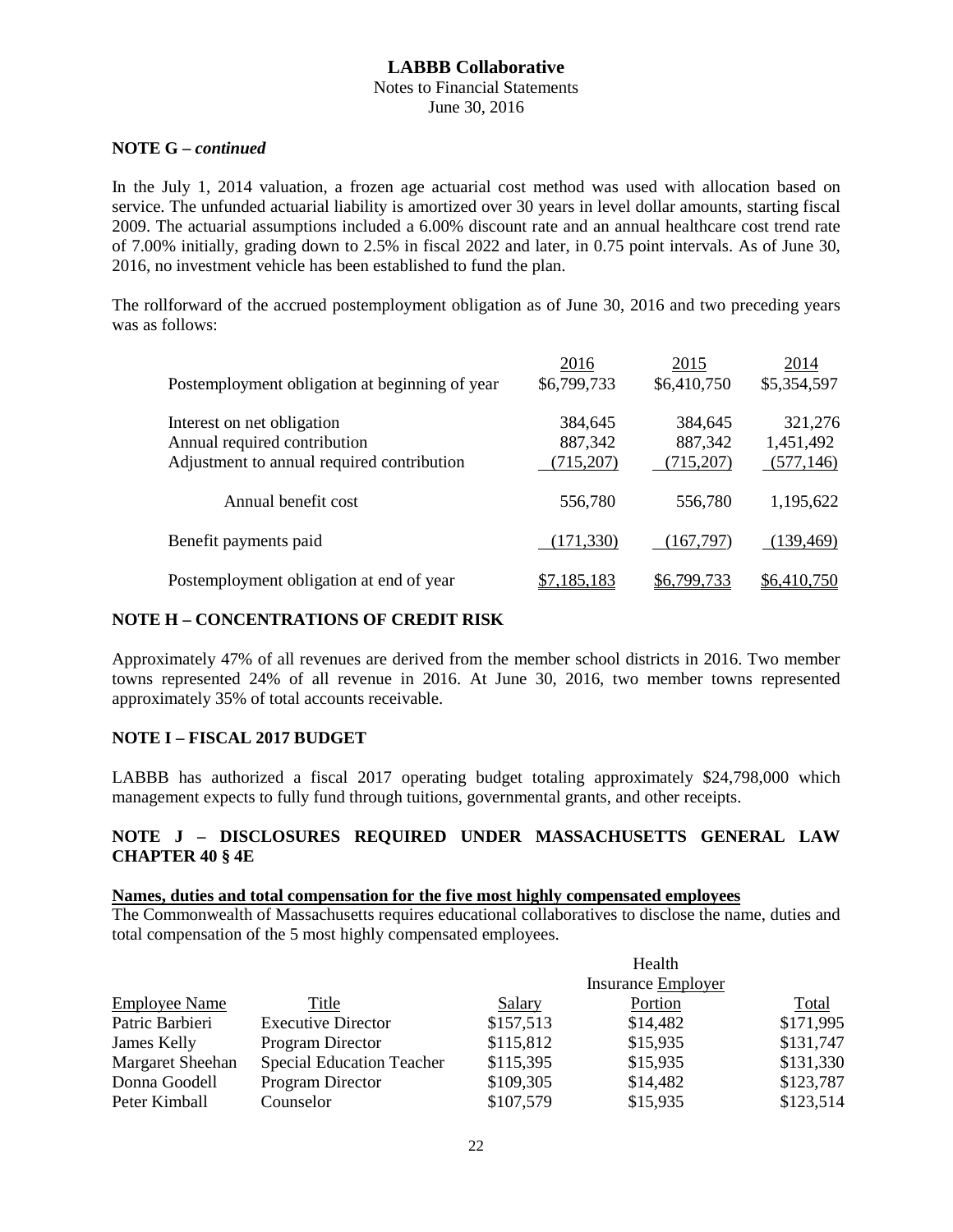**LABBB Collaborative**
Notes to Financial Statements
June 30, 2016

**NOTE G – *continued***

In the July 1, 2014 valuation, a frozen age actuarial cost method was used with allocation based on service. The unfunded actuarial liability is amortized over 30 years in level dollar amounts, starting fiscal 2009. The actuarial assumptions included a 6.00% discount rate and an annual healthcare cost trend rate of 7.00% initially, grading down to 2.5% in fiscal 2022 and later, in 0.75 point intervals. As of June 30, 2016, no investment vehicle has been established to fund the plan.

The rollforward of the accrued postemployment obligation as of June 30, 2016 and two preceding years was as follows:

| | 2016 | 2015 | 2014 |
|---|---|---|---|
| Postemployment obligation at beginning of year | $6,799,733 | $6,410,750 | $5,354,597 |
| Interest on net obligation | 384,645 | 384,645 | 321,276 |
| Annual required contribution | 887,342 | 887,342 | 1,451,492 |
| Adjustment to annual required contribution | (715,207) | (715,207) | (577,146) |
| Annual benefit cost | 556,780 | 556,780 | 1,195,622 |
| Benefit payments paid | (171,330) | (167,797) | (139,469) |
| Postemployment obligation at end of year | $7,185,183 | $6,799,733 | $6,410,750 |

## NOTE H – CONCENTRATIONS OF CREDIT RISK

Approximately 47% of all revenues are derived from the member school districts in 2016. Two member towns represented 24% of all revenue in 2016. At June 30, 2016, two member towns represented approximately 35% of total accounts receivable.

## NOTE I – FISCAL 2017 BUDGET

LABBB has authorized a fiscal 2017 operating budget totaling approximately $24,798,000 which management expects to fully fund through tuitions, governmental grants, and other receipts.

## NOTE J – DISCLOSURES REQUIRED UNDER MASSACHUSETTS GENERAL LAW CHAPTER 40 § 4E

**Names, duties and total compensation for the five most highly compensated employees**

The Commonwealth of Massachusetts requires educational collaboratives to disclose the name, duties and total compensation of the 5 most highly compensated employees.

| Employee Name | Title | Salary | Health Insurance Employer Portion | Total |
|---|---|---|---|---|
| Patric Barbieri | Executive Director | $157,513 | $14,482 | $171,995 |
| James Kelly | Program Director | $115,812 | $15,935 | $131,747 |
| Margaret Sheehan | Special Education Teacher | $115,395 | $15,935 | $131,330 |
| Donna Goodell | Program Director | $109,305 | $14,482 | $123,787 |
| Peter Kimball | Counselor | $107,579 | $15,935 | $123,514 |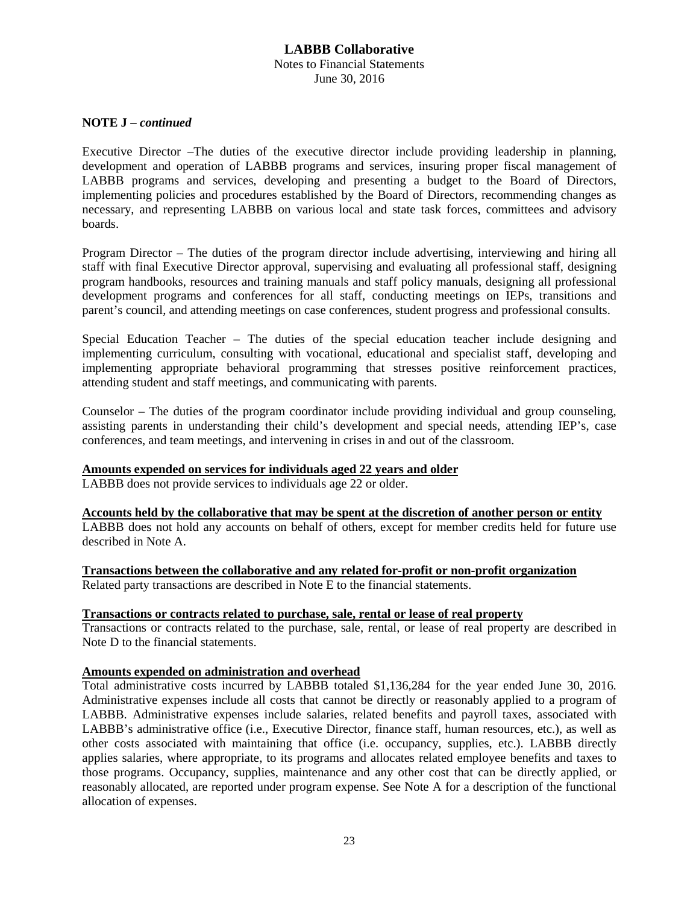**NOTE J –** ***continued***

Executive Director –The duties of the executive director include providing leadership in planning, development and operation of LABBB programs and services, insuring proper fiscal management of LABBB programs and services, developing and presenting a budget to the Board of Directors, implementing policies and procedures established by the Board of Directors, recommending changes as necessary, and representing LABBB on various local and state task forces, committees and advisory boards.

Program Director – The duties of the program director include advertising, interviewing and hiring all staff with final Executive Director approval, supervising and evaluating all professional staff, designing program handbooks, resources and training manuals and staff policy manuals, designing all professional development programs and conferences for all staff, conducting meetings on IEPs, transitions and parent's council, and attending meetings on case conferences, student progress and professional consults.

Special Education Teacher – The duties of the special education teacher include designing and implementing curriculum, consulting with vocational, educational and specialist staff, developing and implementing appropriate behavioral programming that stresses positive reinforcement practices, attending student and staff meetings, and communicating with parents.

Counselor – The duties of the program coordinator include providing individual and group counseling, assisting parents in understanding their child's development and special needs, attending IEP's, case conferences, and team meetings, and intervening in crises in and out of the classroom.

**Amounts expended on services for individuals aged 22 years and older**

LABBB does not provide services to individuals age 22 or older.

**Accounts held by the collaborative that may be spent at the discretion of another person or entity**

LABBB does not hold any accounts on behalf of others, except for member credits held for future use described in Note A.

**Transactions between the collaborative and any related for-profit or non-profit organization**

Related party transactions are described in Note E to the financial statements.

**Transactions or contracts related to purchase, sale, rental or lease of real property**

Transactions or contracts related to the purchase, sale, rental, or lease of real property are described in Note D to the financial statements.

**Amounts expended on administration and overhead**

Total administrative costs incurred by LABBB totaled $1,136,284 for the year ended June 30, 2016. Administrative expenses include all costs that cannot be directly or reasonably applied to a program of LABBB. Administrative expenses include salaries, related benefits and payroll taxes, associated with LABBB's administrative office (i.e., Executive Director, finance staff, human resources, etc.), as well as other costs associated with maintaining that office (i.e. occupancy, supplies, etc.). LABBB directly applies salaries, where appropriate, to its programs and allocates related employee benefits and taxes to those programs. Occupancy, supplies, maintenance and any other cost that can be directly applied, or reasonably allocated, are reported under program expense. See Note A for a description of the functional allocation of expenses.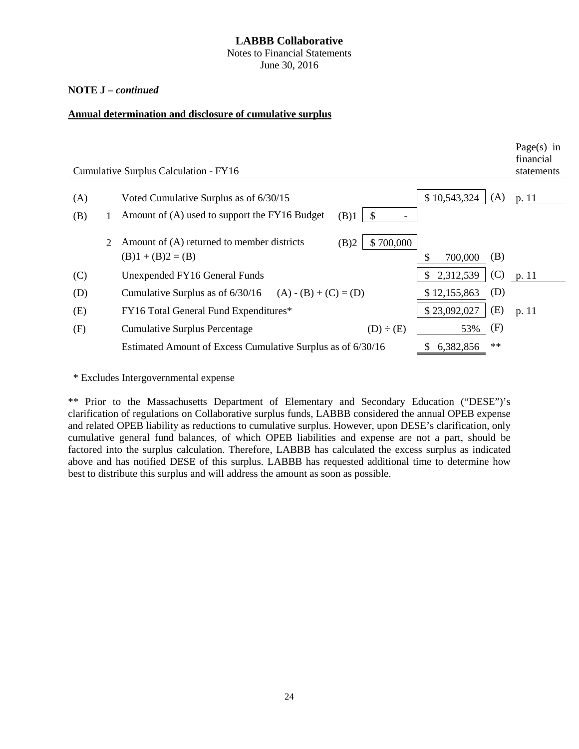**LABBB Collaborative**
Notes to Financial Statements
June 30, 2016

**NOTE J –** ***continued***

**Annual determination and disclosure of cumulative surplus**

| Cumulative Surplus Calculation - FY16 | | | | | | | Page(s) in financial statements |
|---|---|---|---|---|---|---|---|
| (A) | | Voted Cumulative Surplus as of 6/30/15 | | | $ 10,543,324 | (A) | p. 11 |
| (B) | 1 | Amount of (A) used to support the FY16 Budget | (B)1 | $ - | | | |
| | 2 | Amount of (A) returned to member districts<br>(B)1 + (B)2 = (B) | (B)2 | $ 700,000 | $ 700,000 | (B) | |
| (C) | | Unexpended FY16 General Funds | | | $ 2,312,539 | (C) | p. 11 |
| (D) | | Cumulative Surplus as of 6/30/16 (A) - (B) + (C) = (D) | | | $ 12,155,863 | (D) | |
| (E) | | FY16 Total General Fund Expenditures* | | | $ 23,092,027 | (E) | p. 11 |
| (F) | | Cumulative Surplus Percentage | (D) ÷ (E) | | 53% | (F) | |
| | | Estimated Amount of Excess Cumulative Surplus as of 6/30/16 | | | $ 6,382,856 | ** | |

* Excludes Intergovernmental expense

** Prior to the Massachusetts Department of Elementary and Secondary Education ("DESE")'s clarification of regulations on Collaborative surplus funds, LABBB considered the annual OPEB expense and related OPEB liability as reductions to cumulative surplus. However, upon DESE's clarification, only cumulative general fund balances, of which OPEB liabilities and expense are not a part, should be factored into the surplus calculation. Therefore, LABBB has calculated the excess surplus as indicated above and has notified DESE of this surplus. LABBB has requested additional time to determine how best to distribute this surplus and will address the amount as soon as possible.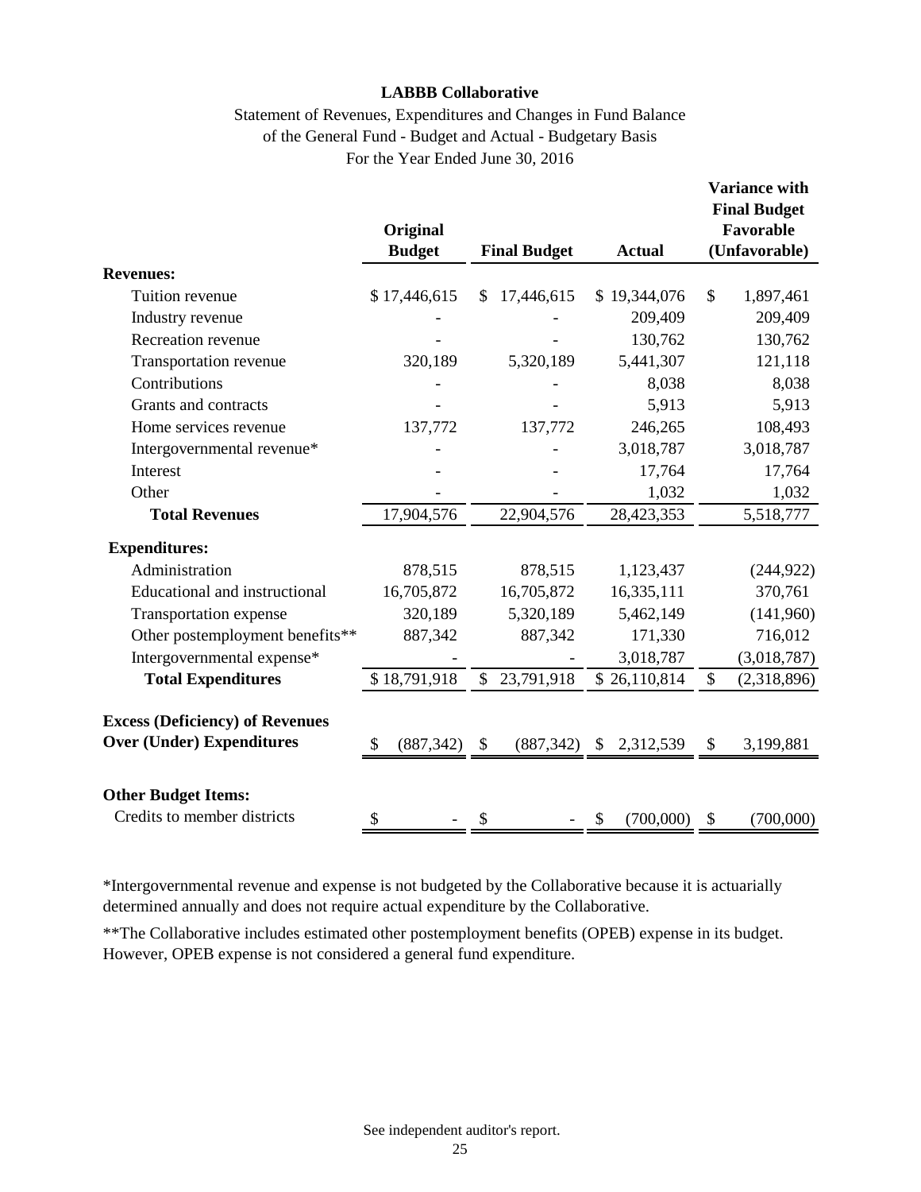# LABBB Collaborative

Statement of Revenues, Expenditures and Changes in Fund Balance
of the General Fund - Budget and Actual - Budgetary Basis
For the Year Ended June 30, 2016

| | Original Budget | Final Budget | Actual | Variance with Final Budget Favorable (Unfavorable) |
|---|---|---|---|---|
| **Revenues:** | | | | |
| Tuition revenue | $ 17,446,615 | $ 17,446,615 | $ 19,344,076 | $ 1,897,461 |
| Industry revenue | - | - | 209,409 | 209,409 |
| Recreation revenue | - | - | 130,762 | 130,762 |
| Transportation revenue | 320,189 | 5,320,189 | 5,441,307 | 121,118 |
| Contributions | - | - | 8,038 | 8,038 |
| Grants and contracts | - | - | 5,913 | 5,913 |
| Home services revenue | 137,772 | 137,772 | 246,265 | 108,493 |
| Intergovernmental revenue* | - | - | 3,018,787 | 3,018,787 |
| Interest | - | - | 17,764 | 17,764 |
| Other | - | - | 1,032 | 1,032 |
| **Total Revenues** | 17,904,576 | 22,904,576 | 28,423,353 | 5,518,777 |
| **Expenditures:** | | | | |
| Administration | 878,515 | 878,515 | 1,123,437 | (244,922) |
| Educational and instructional | 16,705,872 | 16,705,872 | 16,335,111 | 370,761 |
| Transportation expense | 320,189 | 5,320,189 | 5,462,149 | (141,960) |
| Other postemployment benefits** | 887,342 | 887,342 | 171,330 | 716,012 |
| Intergovernmental expense* | - | - | 3,018,787 | (3,018,787) |
| **Total Expenditures** | $ 18,791,918 | $ 23,791,918 | $ 26,110,814 | $ (2,318,896) |
| **Excess (Deficiency) of Revenues Over (Under) Expenditures** | $ (887,342) | $ (887,342) | $ 2,312,539 | $ 3,199,881 |
| **Other Budget Items:** | | | | |
| Credits to member districts | $ - | $ - | $ (700,000) | $ (700,000) |

*Intergovernmental revenue and expense is not budgeted by the Collaborative because it is actuarially determined annually and does not require actual expenditure by the Collaborative.

**The Collaborative includes estimated other postemployment benefits (OPEB) expense in its budget. However, OPEB expense is not considered a general fund expenditure.

See independent auditor's report.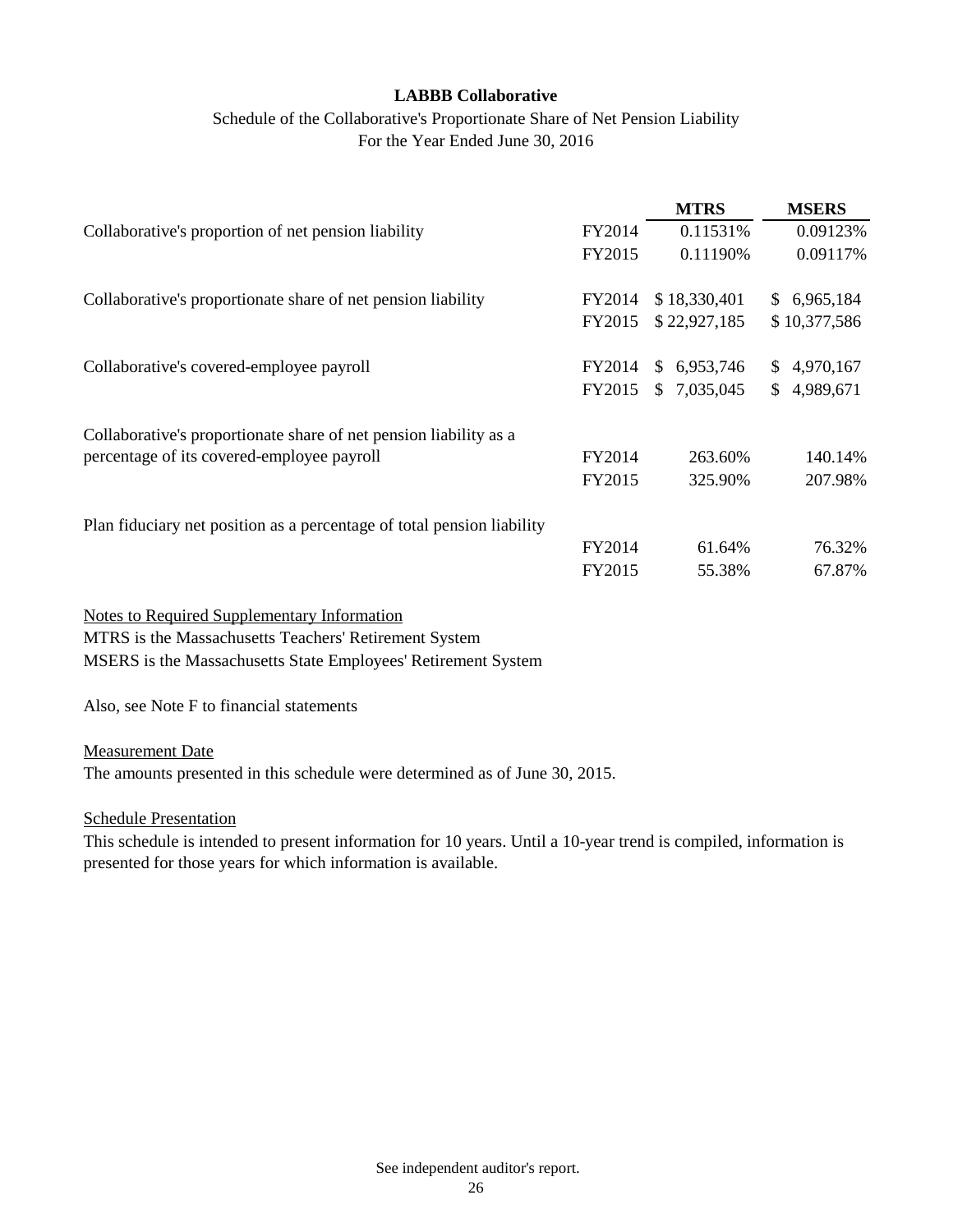**LABBB Collaborative**

Schedule of the Collaborative's Proportionate Share of Net Pension Liability
For the Year Ended June 30, 2016

| | | MTRS | MSERS |
|---|---|---|---|
| Collaborative's proportion of net pension liability | FY2014 | 0.11531% | 0.09123% |
| | FY2015 | 0.11190% | 0.09117% |
| Collaborative's proportionate share of net pension liability | FY2014 | $ 18,330,401 | $ 6,965,184 |
| | FY2015 | $ 22,927,185 | $ 10,377,586 |
| Collaborative's covered-employee payroll | FY2014 | $ 6,953,746 | $ 4,970,167 |
| | FY2015 | $ 7,035,045 | $ 4,989,671 |
| Collaborative's proportionate share of net pension liability as a percentage of its covered-employee payroll | FY2014 | 263.60% | 140.14% |
| | FY2015 | 325.90% | 207.98% |
| Plan fiduciary net position as a percentage of total pension liability | FY2014 | 61.64% | 76.32% |
| | FY2015 | 55.38% | 67.87% |

Notes to Required Supplementary Information

MTRS is the Massachusetts Teachers' Retirement System

MSERS is the Massachusetts State Employees' Retirement System

Also, see Note F to financial statements

Measurement Date

The amounts presented in this schedule were determined as of June 30, 2015.

Schedule Presentation

This schedule is intended to present information for 10 years. Until a 10-year trend is compiled, information is presented for those years for which information is available.

See independent auditor's report.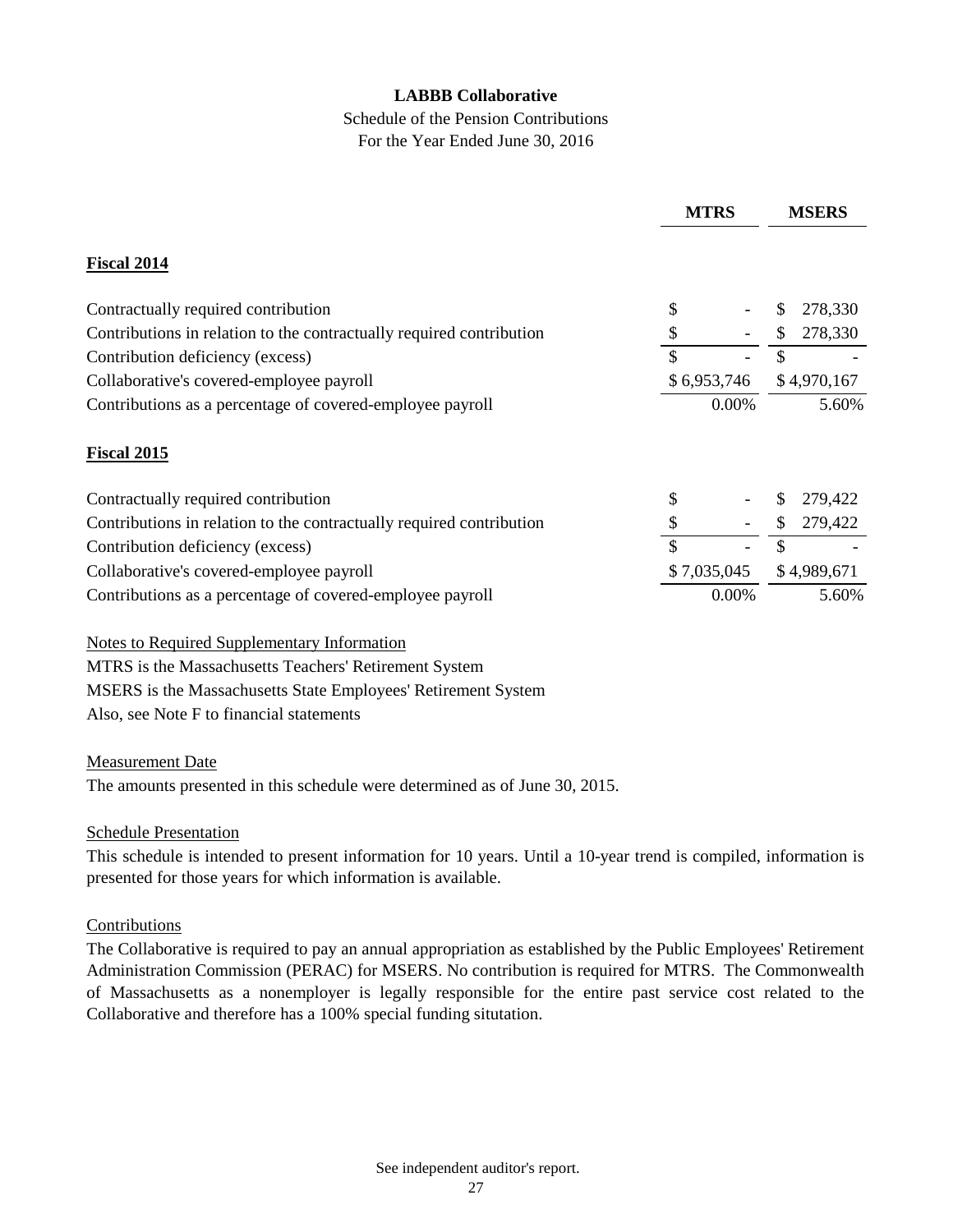**LABBB Collaborative**

Schedule of the Pension Contributions

For the Year Ended June 30, 2016

| | MTRS | MSERS |
|---|---|---|
| **Fiscal 2014** | | |
| Contractually required contribution | $ - | $ 278,330 |
| Contributions in relation to the contractually required contribution | $ - | $ 278,330 |
| Contribution deficiency (excess) | $ - | $ - |
| Collaborative's covered-employee payroll | $ 6,953,746 | $ 4,970,167 |
| Contributions as a percentage of covered-employee payroll | 0.00% | 5.60% |
| **Fiscal 2015** | | |
| Contractually required contribution | $ - | $ 279,422 |
| Contributions in relation to the contractually required contribution | $ - | $ 279,422 |
| Contribution deficiency (excess) | $ - | $ - |
| Collaborative's covered-employee payroll | $ 7,035,045 | $ 4,989,671 |
| Contributions as a percentage of covered-employee payroll | 0.00% | 5.60% |

Notes to Required Supplementary Information

MTRS is the Massachusetts Teachers' Retirement System

MSERS is the Massachusetts State Employees' Retirement System

Also, see Note F to financial statements

Measurement Date

The amounts presented in this schedule were determined as of June 30, 2015.

Schedule Presentation

This schedule is intended to present information for 10 years. Until a 10-year trend is compiled, information is presented for those years for which information is available.

Contributions

The Collaborative is required to pay an annual appropriation as established by the Public Employees' Retirement Administration Commission (PERAC) for MSERS. No contribution is required for MTRS. The Commonwealth of Massachusetts as a nonemployer is legally responsible for the entire past service cost related to the Collaborative and therefore has a 100% special funding situtation.

See independent auditor's report.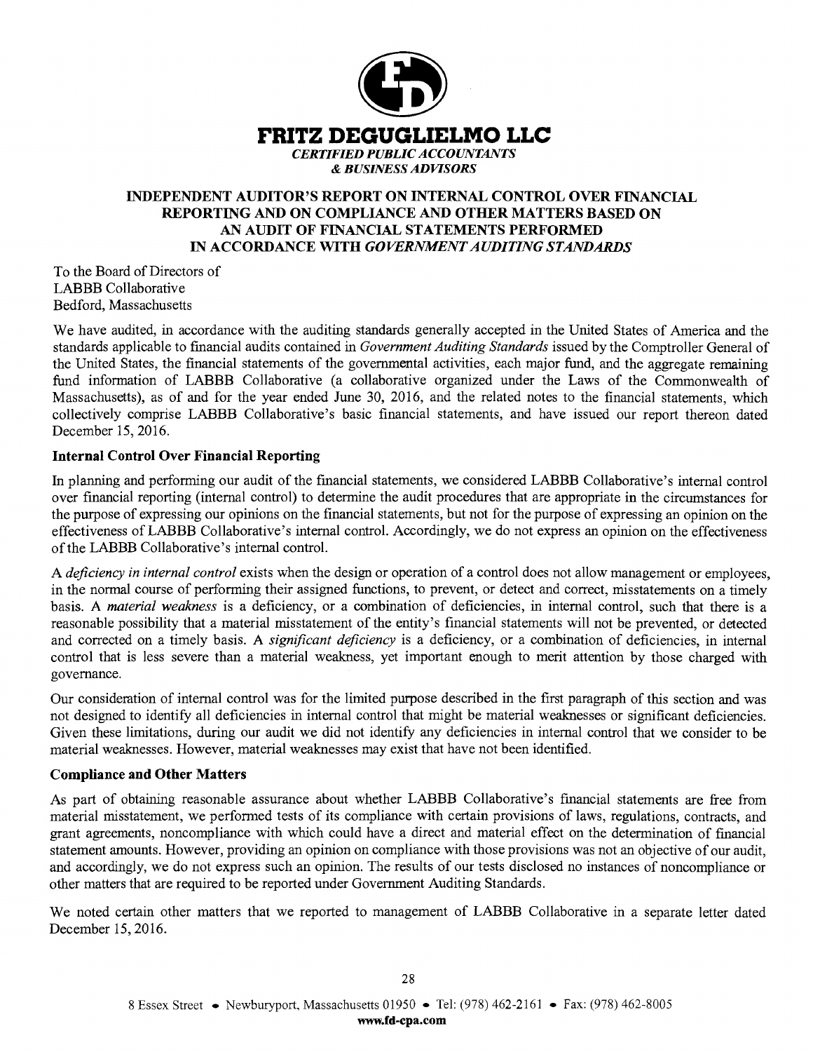# FRITZ DEGUGLIELMO LLC

*CERTIFIED PUBLIC ACCOUNTANTS*
*& BUSINESS ADVISORS*

## INDEPENDENT AUDITOR'S REPORT ON INTERNAL CONTROL OVER FINANCIAL REPORTING AND ON COMPLIANCE AND OTHER MATTERS BASED ON AN AUDIT OF FINANCIAL STATEMENTS PERFORMED IN ACCORDANCE WITH *GOVERNMENT AUDITING STANDARDS*

To the Board of Directors of
LABBB Collaborative
Bedford, Massachusetts

We have audited, in accordance with the auditing standards generally accepted in the United States of America and the standards applicable to financial audits contained in *Government Auditing Standards* issued by the Comptroller General of the United States, the financial statements of the governmental activities, each major fund, and the aggregate remaining fund information of LABBB Collaborative (a collaborative organized under the Laws of the Commonwealth of Massachusetts), as of and for the year ended June 30, 2016, and the related notes to the financial statements, which collectively comprise LABBB Collaborative's basic financial statements, and have issued our report thereon dated December 15, 2016.

**Internal Control Over Financial Reporting**

In planning and performing our audit of the financial statements, we considered LABBB Collaborative's internal control over financial reporting (internal control) to determine the audit procedures that are appropriate in the circumstances for the purpose of expressing our opinions on the financial statements, but not for the purpose of expressing an opinion on the effectiveness of LABBB Collaborative's internal control. Accordingly, we do not express an opinion on the effectiveness of the LABBB Collaborative's internal control.

A *deficiency in internal control* exists when the design or operation of a control does not allow management or employees, in the normal course of performing their assigned functions, to prevent, or detect and correct, misstatements on a timely basis. A *material weakness* is a deficiency, or a combination of deficiencies, in internal control, such that there is a reasonable possibility that a material misstatement of the entity's financial statements will not be prevented, or detected and corrected on a timely basis. A *significant deficiency* is a deficiency, or a combination of deficiencies, in internal control that is less severe than a material weakness, yet important enough to merit attention by those charged with governance.

Our consideration of internal control was for the limited purpose described in the first paragraph of this section and was not designed to identify all deficiencies in internal control that might be material weaknesses or significant deficiencies. Given these limitations, during our audit we did not identify any deficiencies in internal control that we consider to be material weaknesses. However, material weaknesses may exist that have not been identified.

**Compliance and Other Matters**

As part of obtaining reasonable assurance about whether LABBB Collaborative's financial statements are free from material misstatement, we performed tests of its compliance with certain provisions of laws, regulations, contracts, and grant agreements, noncompliance with which could have a direct and material effect on the determination of financial statement amounts. However, providing an opinion on compliance with those provisions was not an objective of our audit, and accordingly, we do not express such an opinion. The results of our tests disclosed no instances of noncompliance or other matters that are required to be reported under Government Auditing Standards.

We noted certain other matters that we reported to management of LABBB Collaborative in a separate letter dated December 15, 2016.

8 Essex Street • Newburyport, Massachusetts 01950 • Tel: (978) 462-2161 • Fax: (978) 462-8005
**www.fd-cpa.com**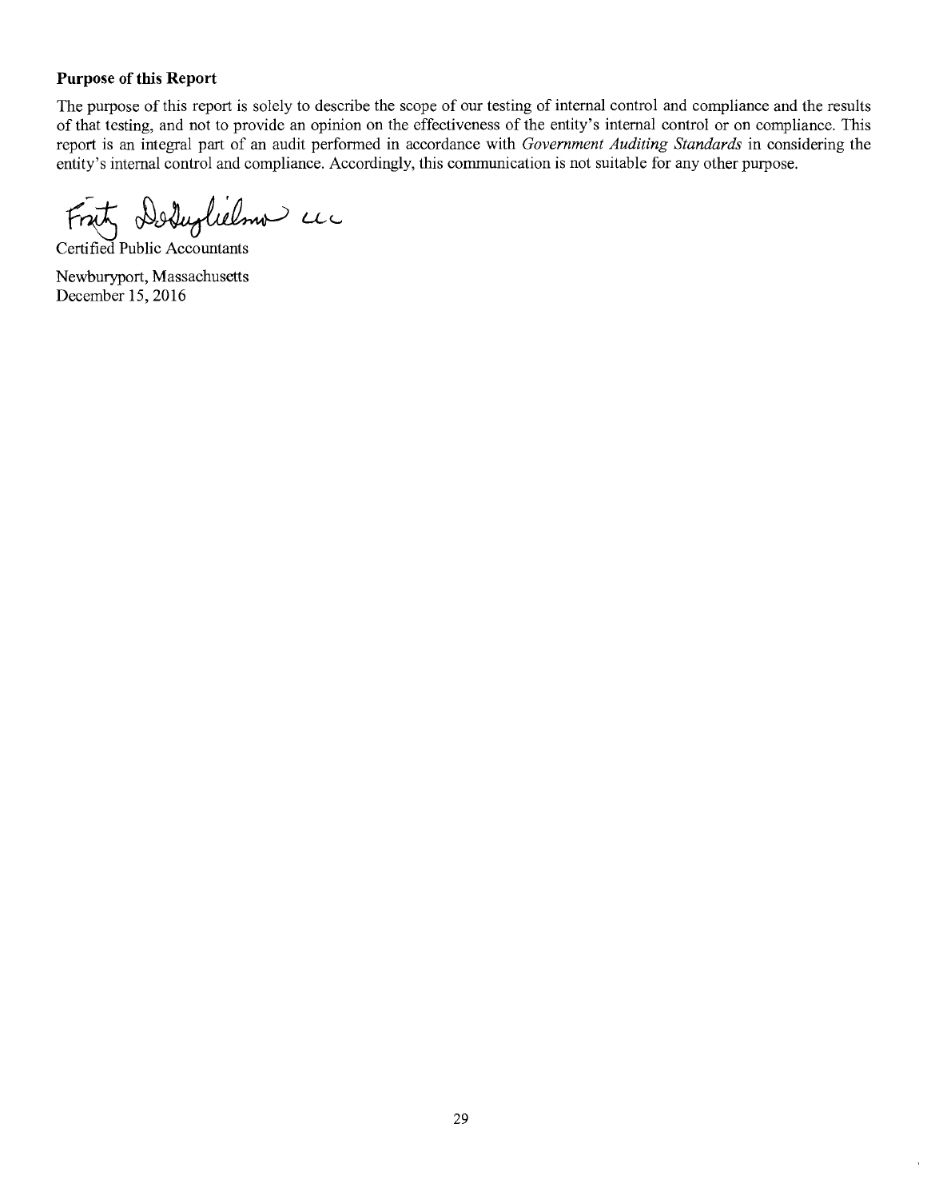**Purpose of this Report**

The purpose of this report is solely to describe the scope of our testing of internal control and compliance and the results of that testing, and not to provide an opinion on the effectiveness of the entity's internal control or on compliance. This report is an integral part of an audit performed in accordance with *Government Auditing Standards* in considering the entity's internal control and compliance. Accordingly, this communication is not suitable for any other purpose.

Fritz DeGuglielmo LLC

Certified Public Accountants

Newburyport, Massachusetts
December 15, 2016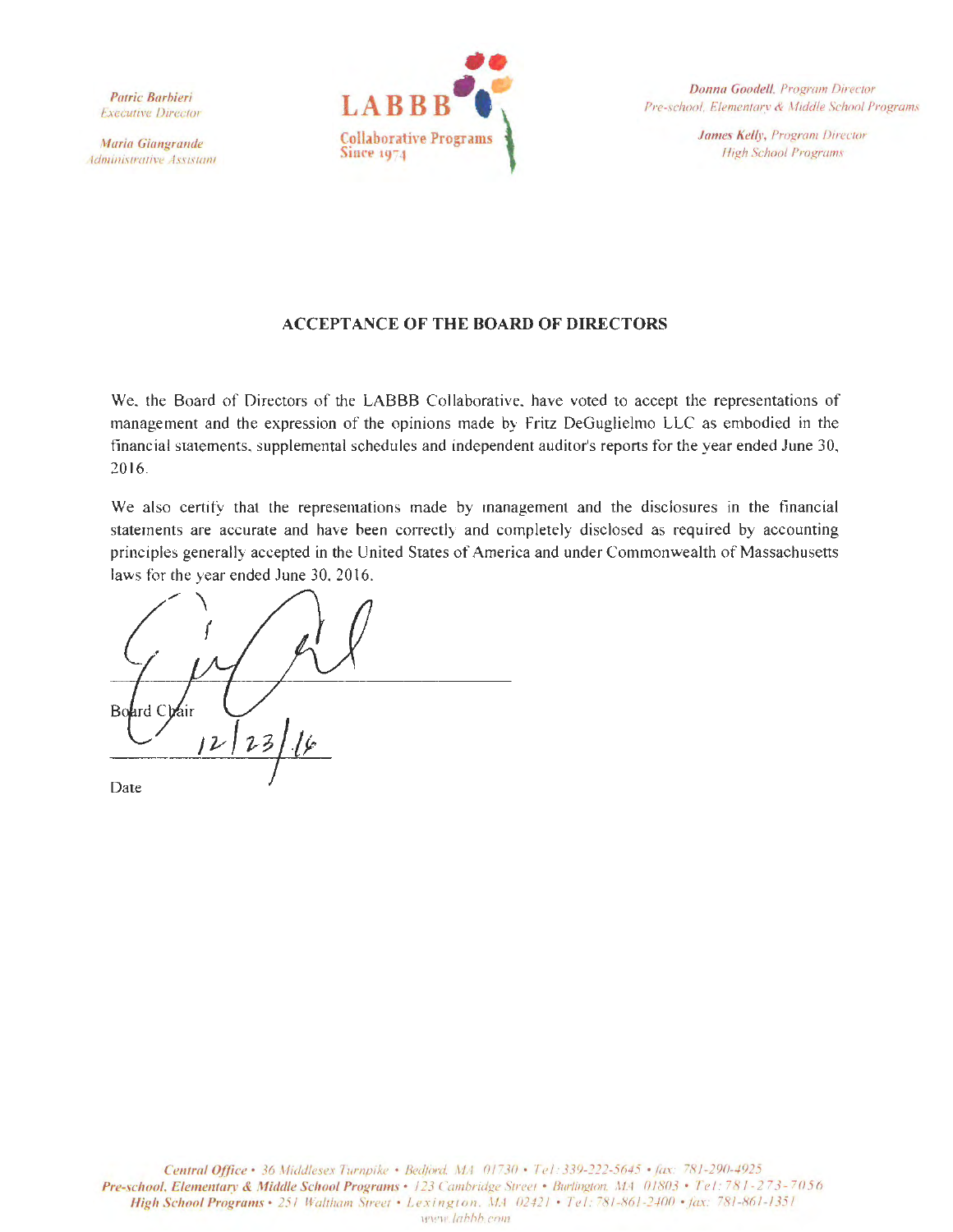*Patric Barbieri*
*Executive Director*

*Maria Giangrande*
*Administrative Assistant*

LABBB
Collaborative Programs
Since 1974

*Donna Goodell, Program Director*
*Pre-school, Elementary & Middle School Programs*

*James Kelly, Program Director*
*High School Programs*

## ACCEPTANCE OF THE BOARD OF DIRECTORS

We, the Board of Directors of the LABBB Collaborative, have voted to accept the representations of management and the expression of the opinions made by Fritz DeGuglielmo LLC as embodied in the financial statements, supplemental schedules and independent auditor's reports for the year ended June 30, 2016.

We also certify that the representations made by management and the disclosures in the financial statements are accurate and have been correctly and completely disclosed as required by accounting principles generally accepted in the United States of America and under Commonwealth of Massachusetts laws for the year ended June 30, 2016.

Board Chair

12/23/16

Date

***Central Office*** • *36 Middlesex Turnpike • Bedford, MA 01730 • Tel: 339-222-5645 • fax: 781-290-4925*
***Pre-school, Elementary & Middle School Programs*** • *123 Cambridge Street • Burlington, MA 01803 • Tel: 781-273-7056*
***High School Programs*** • *251 Waltham Street • Lexington, MA 02421 • Tel: 781-861-2400 • fax: 781-861-1351*
*www.labbb.com*